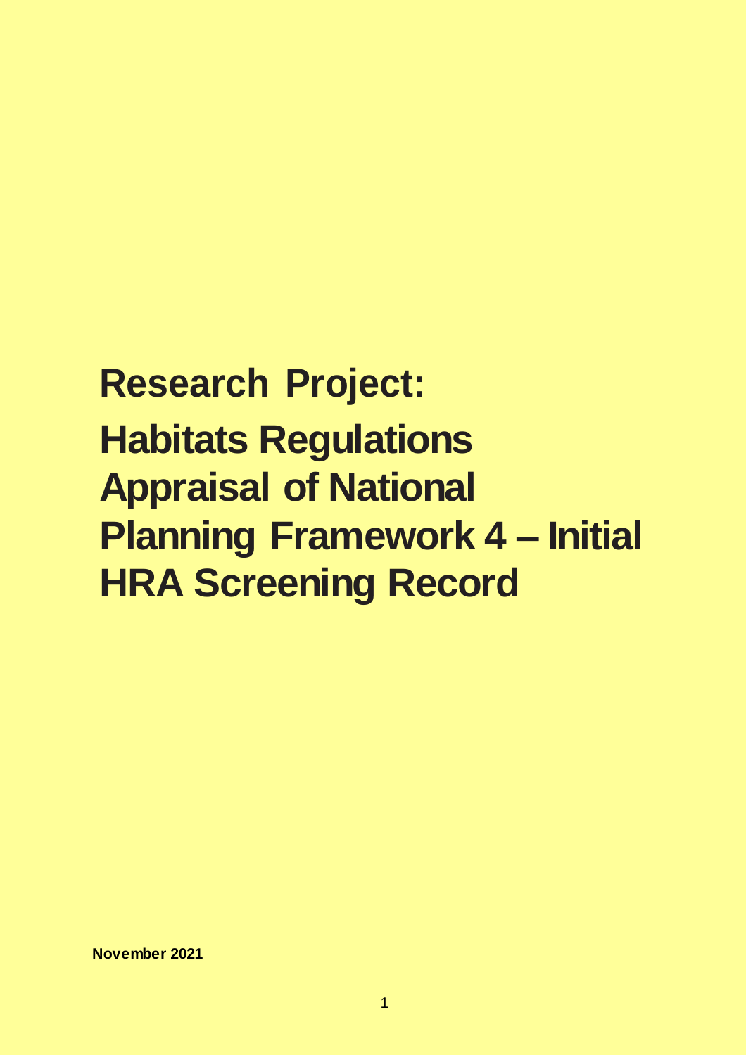# Research Project: Habitats Regulations Appraisal of National Planning Framework 4 – Initial HRA Screening Record

**November 2021**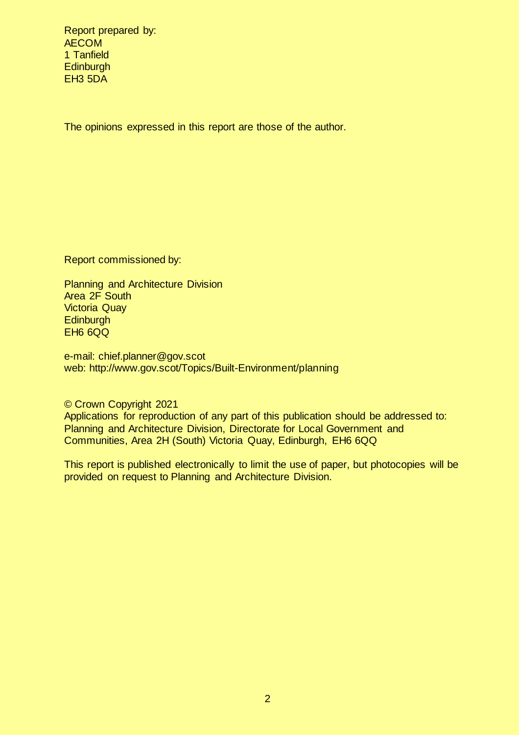Report prepared by:
AECOM
1 Tanfield
Edinburgh
EH3 5DA

The opinions expressed in this report are those of the author.

Report commissioned by:

Planning and Architecture Division
Area 2F South
Victoria Quay
Edinburgh
EH6 6QQ

e-mail: chief.planner@gov.scot
web: http://www.gov.scot/Topics/Built-Environment/planning

© Crown Copyright 2021
Applications for reproduction of any part of this publication should be addressed to: Planning and Architecture Division, Directorate for Local Government and Communities, Area 2H (South) Victoria Quay, Edinburgh, EH6 6QQ

This report is published electronically to limit the use of paper, but photocopies will be provided on request to Planning and Architecture Division.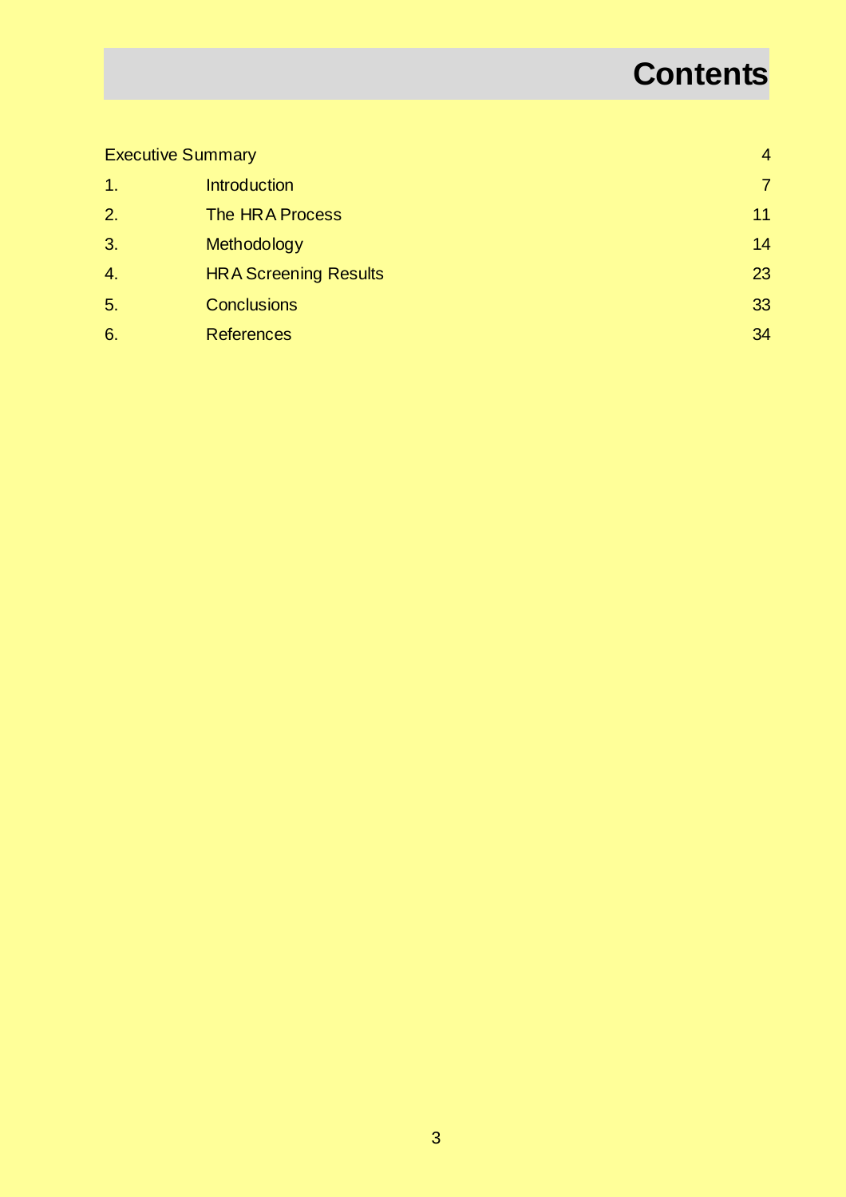# Contents

| | | |
|---|---|---|
| Executive Summary | | 4 |
| 1. | Introduction | 7 |
| 2. | The HRA Process | 11 |
| 3. | Methodology | 14 |
| 4. | HRA Screening Results | 23 |
| 5. | Conclusions | 33 |
| 6. | References | 34 |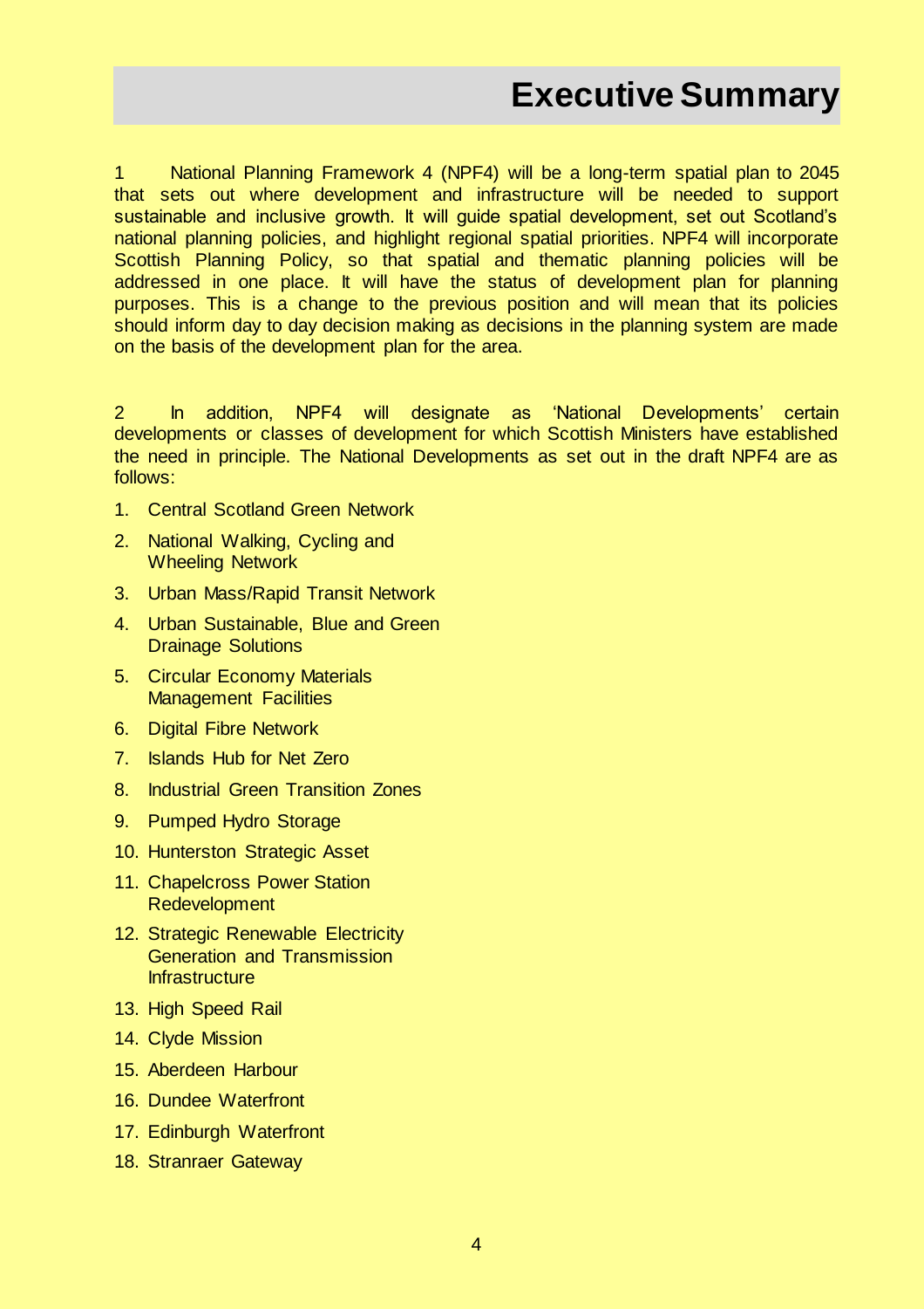# Executive Summary

1 National Planning Framework 4 (NPF4) will be a long-term spatial plan to 2045 that sets out where development and infrastructure will be needed to support sustainable and inclusive growth. It will guide spatial development, set out Scotland's national planning policies, and highlight regional spatial priorities. NPF4 will incorporate Scottish Planning Policy, so that spatial and thematic planning policies will be addressed in one place. It will have the status of development plan for planning purposes. This is a change to the previous position and will mean that its policies should inform day to day decision making as decisions in the planning system are made on the basis of the development plan for the area.

2 In addition, NPF4 will designate as 'National Developments' certain developments or classes of development for which Scottish Ministers have established the need in principle. The National Developments as set out in the draft NPF4 are as follows:

1. Central Scotland Green Network
2. National Walking, Cycling and Wheeling Network
3. Urban Mass/Rapid Transit Network
4. Urban Sustainable, Blue and Green Drainage Solutions
5. Circular Economy Materials Management Facilities
6. Digital Fibre Network
7. Islands Hub for Net Zero
8. Industrial Green Transition Zones
9. Pumped Hydro Storage
10. Hunterston Strategic Asset
11. Chapelcross Power Station Redevelopment
12. Strategic Renewable Electricity Generation and Transmission Infrastructure
13. High Speed Rail
14. Clyde Mission
15. Aberdeen Harbour
16. Dundee Waterfront
17. Edinburgh Waterfront
18. Stranraer Gateway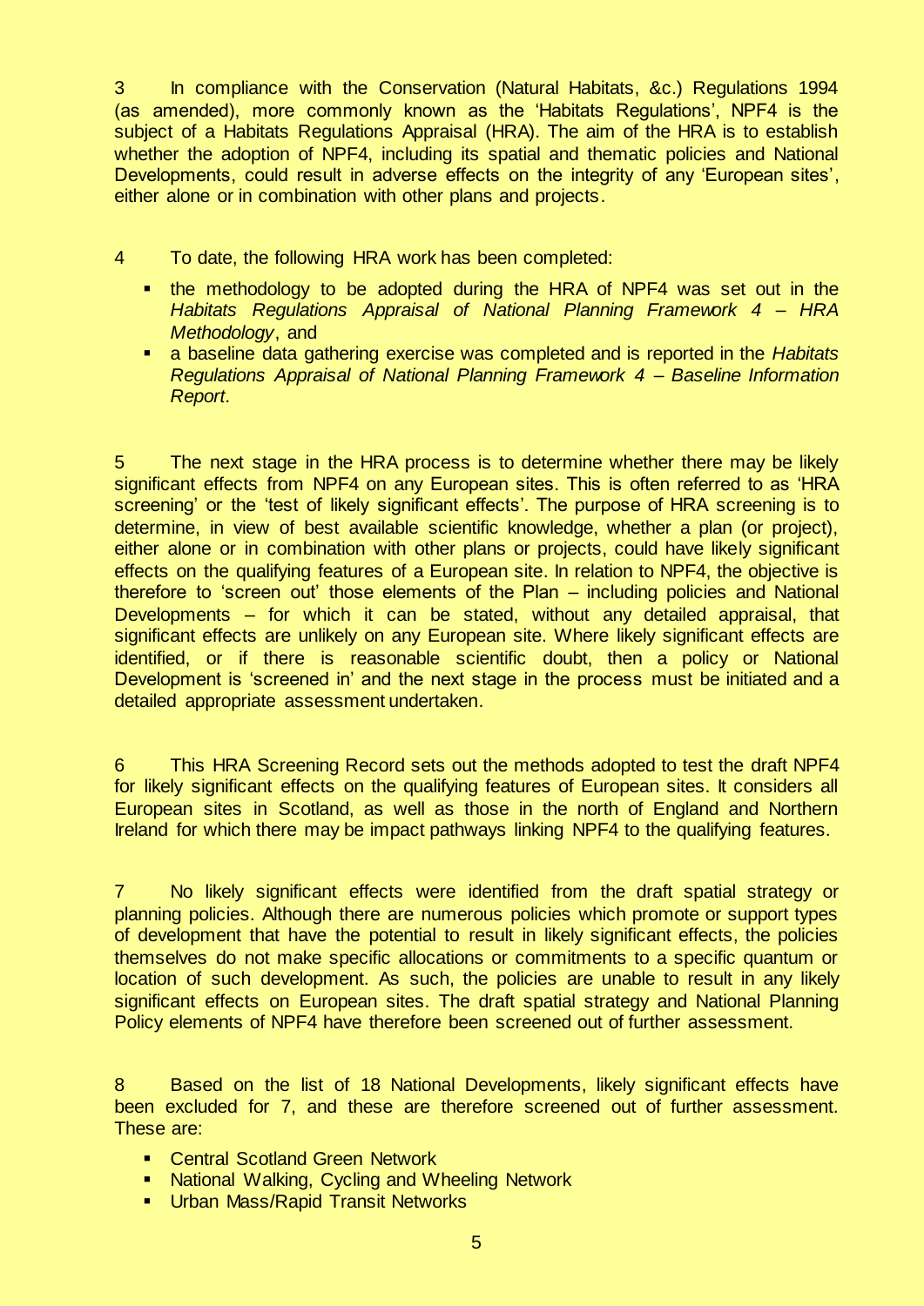3 In compliance with the Conservation (Natural Habitats, &c.) Regulations 1994 (as amended), more commonly known as the 'Habitats Regulations', NPF4 is the subject of a Habitats Regulations Appraisal (HRA). The aim of the HRA is to establish whether the adoption of NPF4, including its spatial and thematic policies and National Developments, could result in adverse effects on the integrity of any 'European sites', either alone or in combination with other plans and projects.

4 To date, the following HRA work has been completed:

- the methodology to be adopted during the HRA of NPF4 was set out in the *Habitats Regulations Appraisal of National Planning Framework 4 – HRA Methodology*, and
- a baseline data gathering exercise was completed and is reported in the *Habitats Regulations Appraisal of National Planning Framework 4 – Baseline Information Report*.

5 The next stage in the HRA process is to determine whether there may be likely significant effects from NPF4 on any European sites. This is often referred to as 'HRA screening' or the 'test of likely significant effects'. The purpose of HRA screening is to determine, in view of best available scientific knowledge, whether a plan (or project), either alone or in combination with other plans or projects, could have likely significant effects on the qualifying features of a European site. In relation to NPF4, the objective is therefore to 'screen out' those elements of the Plan – including policies and National Developments – for which it can be stated, without any detailed appraisal, that significant effects are unlikely on any European site. Where likely significant effects are identified, or if there is reasonable scientific doubt, then a policy or National Development is 'screened in' and the next stage in the process must be initiated and a detailed appropriate assessment undertaken.

6 This HRA Screening Record sets out the methods adopted to test the draft NPF4 for likely significant effects on the qualifying features of European sites. It considers all European sites in Scotland, as well as those in the north of England and Northern Ireland for which there may be impact pathways linking NPF4 to the qualifying features.

7 No likely significant effects were identified from the draft spatial strategy or planning policies. Although there are numerous policies which promote or support types of development that have the potential to result in likely significant effects, the policies themselves do not make specific allocations or commitments to a specific quantum or location of such development. As such, the policies are unable to result in any likely significant effects on European sites. The draft spatial strategy and National Planning Policy elements of NPF4 have therefore been screened out of further assessment.

8 Based on the list of 18 National Developments, likely significant effects have been excluded for 7, and these are therefore screened out of further assessment. These are:

- Central Scotland Green Network
- National Walking, Cycling and Wheeling Network
- Urban Mass/Rapid Transit Networks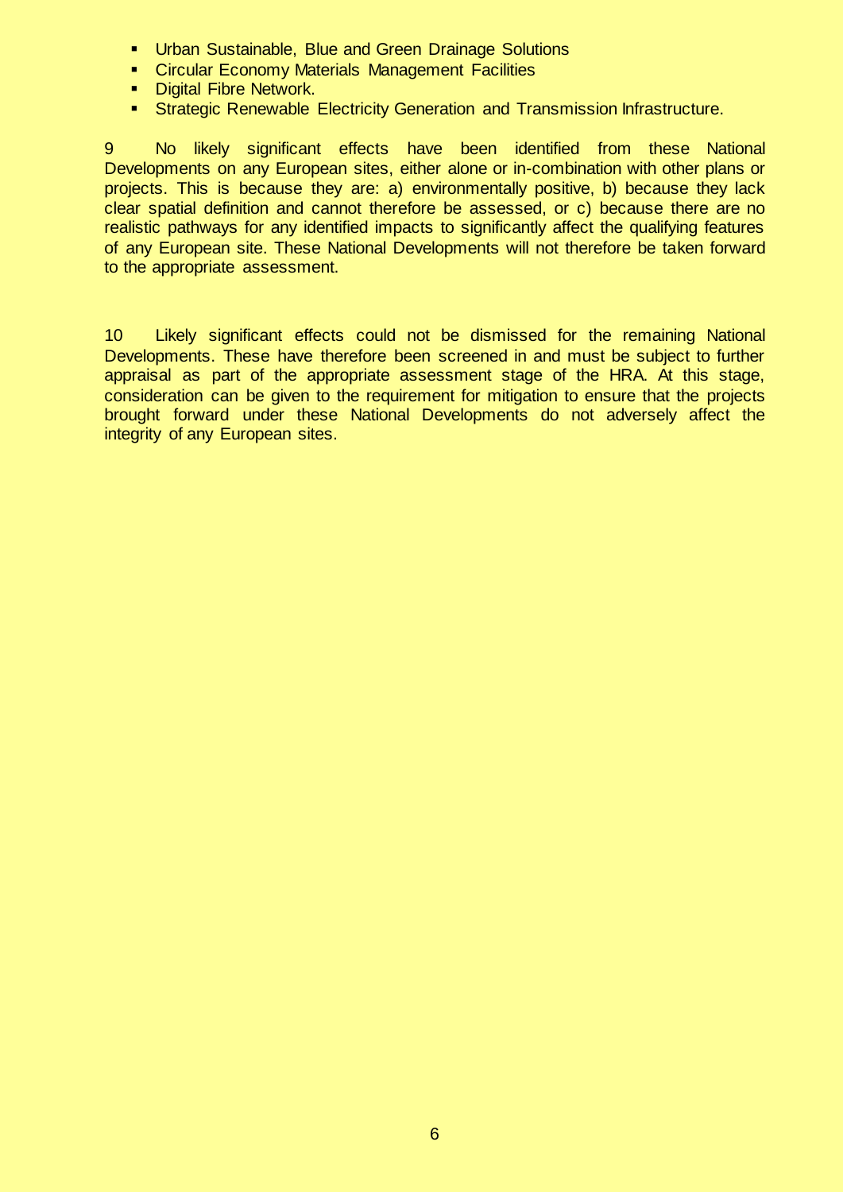- Urban Sustainable, Blue and Green Drainage Solutions
- Circular Economy Materials Management Facilities
- Digital Fibre Network.
- Strategic Renewable Electricity Generation and Transmission Infrastructure.

9 No likely significant effects have been identified from these National Developments on any European sites, either alone or in-combination with other plans or projects. This is because they are: a) environmentally positive, b) because they lack clear spatial definition and cannot therefore be assessed, or c) because there are no realistic pathways for any identified impacts to significantly affect the qualifying features of any European site. These National Developments will not therefore be taken forward to the appropriate assessment.

10 Likely significant effects could not be dismissed for the remaining National Developments. These have therefore been screened in and must be subject to further appraisal as part of the appropriate assessment stage of the HRA. At this stage, consideration can be given to the requirement for mitigation to ensure that the projects brought forward under these National Developments do not adversely affect the integrity of any European sites.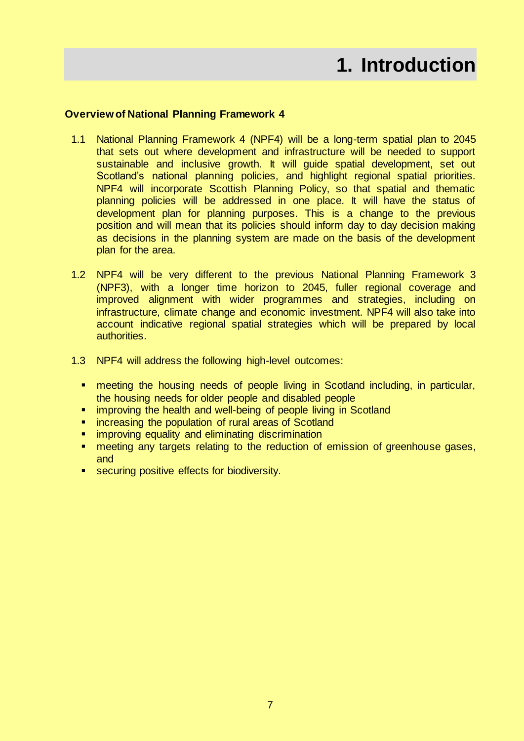# 1. Introduction

**Overview of National Planning Framework 4**

1.1 National Planning Framework 4 (NPF4) will be a long-term spatial plan to 2045 that sets out where development and infrastructure will be needed to support sustainable and inclusive growth. It will guide spatial development, set out Scotland's national planning policies, and highlight regional spatial priorities. NPF4 will incorporate Scottish Planning Policy, so that spatial and thematic planning policies will be addressed in one place. It will have the status of development plan for planning purposes. This is a change to the previous position and will mean that its policies should inform day to day decision making as decisions in the planning system are made on the basis of the development plan for the area.

1.2 NPF4 will be very different to the previous National Planning Framework 3 (NPF3), with a longer time horizon to 2045, fuller regional coverage and improved alignment with wider programmes and strategies, including on infrastructure, climate change and economic investment. NPF4 will also take into account indicative regional spatial strategies which will be prepared by local authorities.

1.3 NPF4 will address the following high-level outcomes:

- meeting the housing needs of people living in Scotland including, in particular, the housing needs for older people and disabled people
- improving the health and well-being of people living in Scotland
- increasing the population of rural areas of Scotland
- improving equality and eliminating discrimination
- meeting any targets relating to the reduction of emission of greenhouse gases, and
- securing positive effects for biodiversity.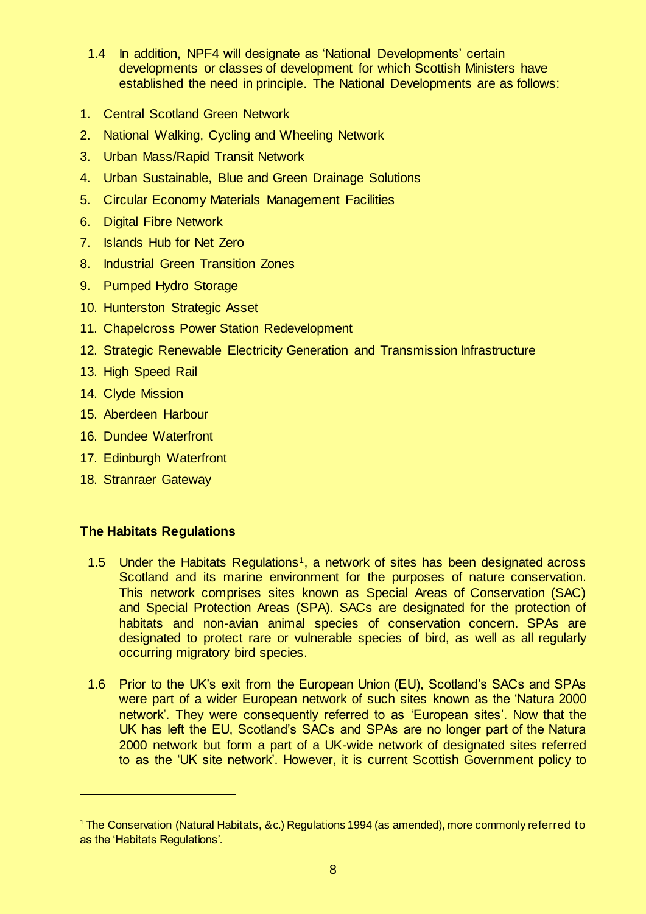1.4 In addition, NPF4 will designate as 'National Developments' certain developments or classes of development for which Scottish Ministers have established the need in principle. The National Developments are as follows:

1. Central Scotland Green Network
2. National Walking, Cycling and Wheeling Network
3. Urban Mass/Rapid Transit Network
4. Urban Sustainable, Blue and Green Drainage Solutions
5. Circular Economy Materials Management Facilities
6. Digital Fibre Network
7. Islands Hub for Net Zero
8. Industrial Green Transition Zones
9. Pumped Hydro Storage
10. Hunterston Strategic Asset
11. Chapelcross Power Station Redevelopment
12. Strategic Renewable Electricity Generation and Transmission Infrastructure
13. High Speed Rail
14. Clyde Mission
15. Aberdeen Harbour
16. Dundee Waterfront
17. Edinburgh Waterfront
18. Stranraer Gateway

**The Habitats Regulations**

1.5 Under the Habitats Regulations[1], a network of sites has been designated across Scotland and its marine environment for the purposes of nature conservation. This network comprises sites known as Special Areas of Conservation (SAC) and Special Protection Areas (SPA). SACs are designated for the protection of habitats and non-avian animal species of conservation concern. SPAs are designated to protect rare or vulnerable species of bird, as well as all regularly occurring migratory bird species.

1.6 Prior to the UK's exit from the European Union (EU), Scotland's SACs and SPAs were part of a wider European network of such sites known as the 'Natura 2000 network'. They were consequently referred to as 'European sites'. Now that the UK has left the EU, Scotland's SACs and SPAs are no longer part of the Natura 2000 network but form a part of a UK-wide network of designated sites referred to as the 'UK site network'. However, it is current Scottish Government policy to

---

[1] The Conservation (Natural Habitats, &c.) Regulations 1994 (as amended), more commonly referred to as the 'Habitats Regulations'.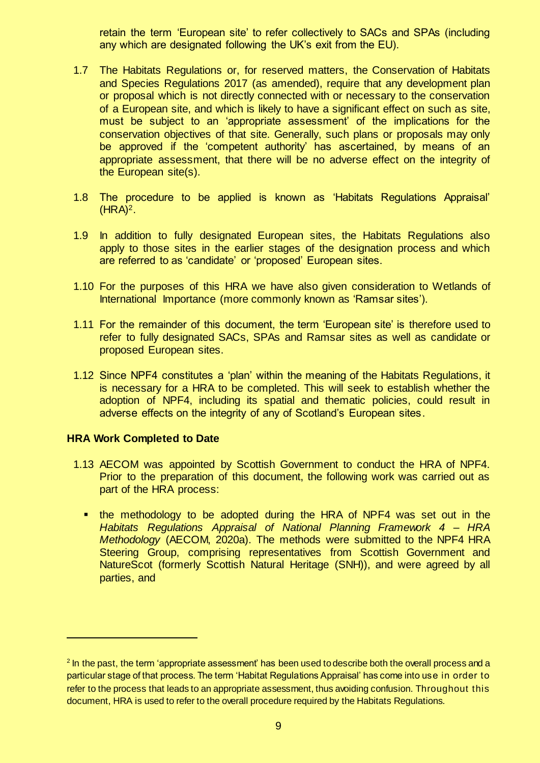retain the term 'European site' to refer collectively to SACs and SPAs (including any which are designated following the UK's exit from the EU).

1.7 The Habitats Regulations or, for reserved matters, the Conservation of Habitats and Species Regulations 2017 (as amended), require that any development plan or proposal which is not directly connected with or necessary to the conservation of a European site, and which is likely to have a significant effect on such as site, must be subject to an 'appropriate assessment' of the implications for the conservation objectives of that site. Generally, such plans or proposals may only be approved if the 'competent authority' has ascertained, by means of an appropriate assessment, that there will be no adverse effect on the integrity of the European site(s).

1.8 The procedure to be applied is known as 'Habitats Regulations Appraisal' (HRA)[2].

1.9 In addition to fully designated European sites, the Habitats Regulations also apply to those sites in the earlier stages of the designation process and which are referred to as 'candidate' or 'proposed' European sites.

1.10 For the purposes of this HRA we have also given consideration to Wetlands of International Importance (more commonly known as 'Ramsar sites').

1.11 For the remainder of this document, the term 'European site' is therefore used to refer to fully designated SACs, SPAs and Ramsar sites as well as candidate or proposed European sites.

1.12 Since NPF4 constitutes a 'plan' within the meaning of the Habitats Regulations, it is necessary for a HRA to be completed. This will seek to establish whether the adoption of NPF4, including its spatial and thematic policies, could result in adverse effects on the integrity of any of Scotland's European sites.

**HRA Work Completed to Date**

1.13 AECOM was appointed by Scottish Government to conduct the HRA of NPF4. Prior to the preparation of this document, the following work was carried out as part of the HRA process:

- the methodology to be adopted during the HRA of NPF4 was set out in the *Habitats Regulations Appraisal of National Planning Framework 4 – HRA Methodology* (AECOM, 2020a). The methods were submitted to the NPF4 HRA Steering Group, comprising representatives from Scottish Government and NatureScot (formerly Scottish Natural Heritage (SNH)), and were agreed by all parties, and

---

[2] In the past, the term 'appropriate assessment' has been used to describe both the overall process and a particular stage of that process. The term 'Habitat Regulations Appraisal' has come into use in order to refer to the process that leads to an appropriate assessment, thus avoiding confusion. Throughout this document, HRA is used to refer to the overall procedure required by the Habitats Regulations.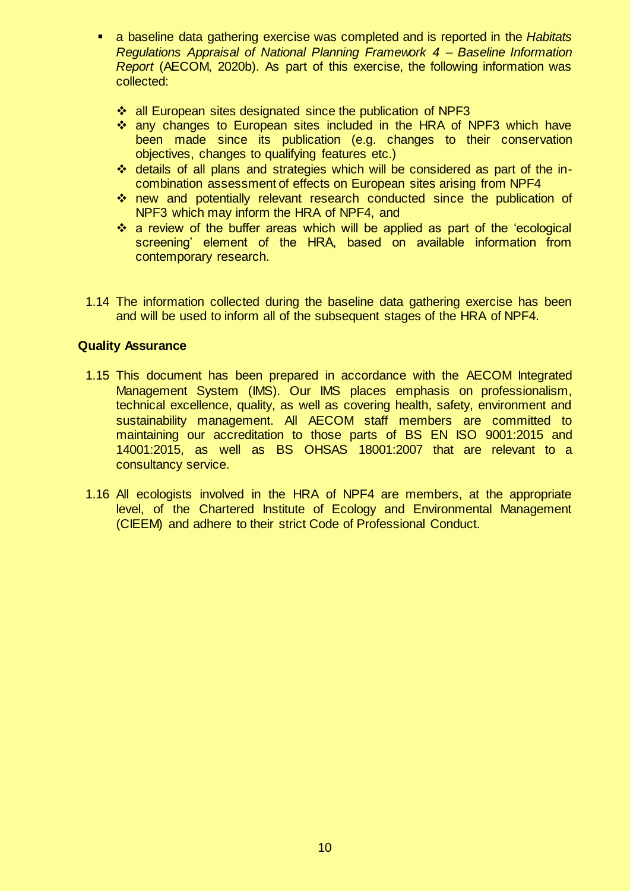- a baseline data gathering exercise was completed and is reported in the *Habitats Regulations Appraisal of National Planning Framework 4 – Baseline Information Report* (AECOM, 2020b). As part of this exercise, the following information was collected:

  - all European sites designated since the publication of NPF3
  - any changes to European sites included in the HRA of NPF3 which have been made since its publication (e.g. changes to their conservation objectives, changes to qualifying features etc.)
  - details of all plans and strategies which will be considered as part of the in-combination assessment of effects on European sites arising from NPF4
  - new and potentially relevant research conducted since the publication of NPF3 which may inform the HRA of NPF4, and
  - a review of the buffer areas which will be applied as part of the 'ecological screening' element of the HRA, based on available information from contemporary research.

1.14 The information collected during the baseline data gathering exercise has been and will be used to inform all of the subsequent stages of the HRA of NPF4.

**Quality Assurance**

1.15 This document has been prepared in accordance with the AECOM Integrated Management System (IMS). Our IMS places emphasis on professionalism, technical excellence, quality, as well as covering health, safety, environment and sustainability management. All AECOM staff members are committed to maintaining our accreditation to those parts of BS EN ISO 9001:2015 and 14001:2015, as well as BS OHSAS 18001:2007 that are relevant to a consultancy service.

1.16 All ecologists involved in the HRA of NPF4 are members, at the appropriate level, of the Chartered Institute of Ecology and Environmental Management (CIEEM) and adhere to their strict Code of Professional Conduct.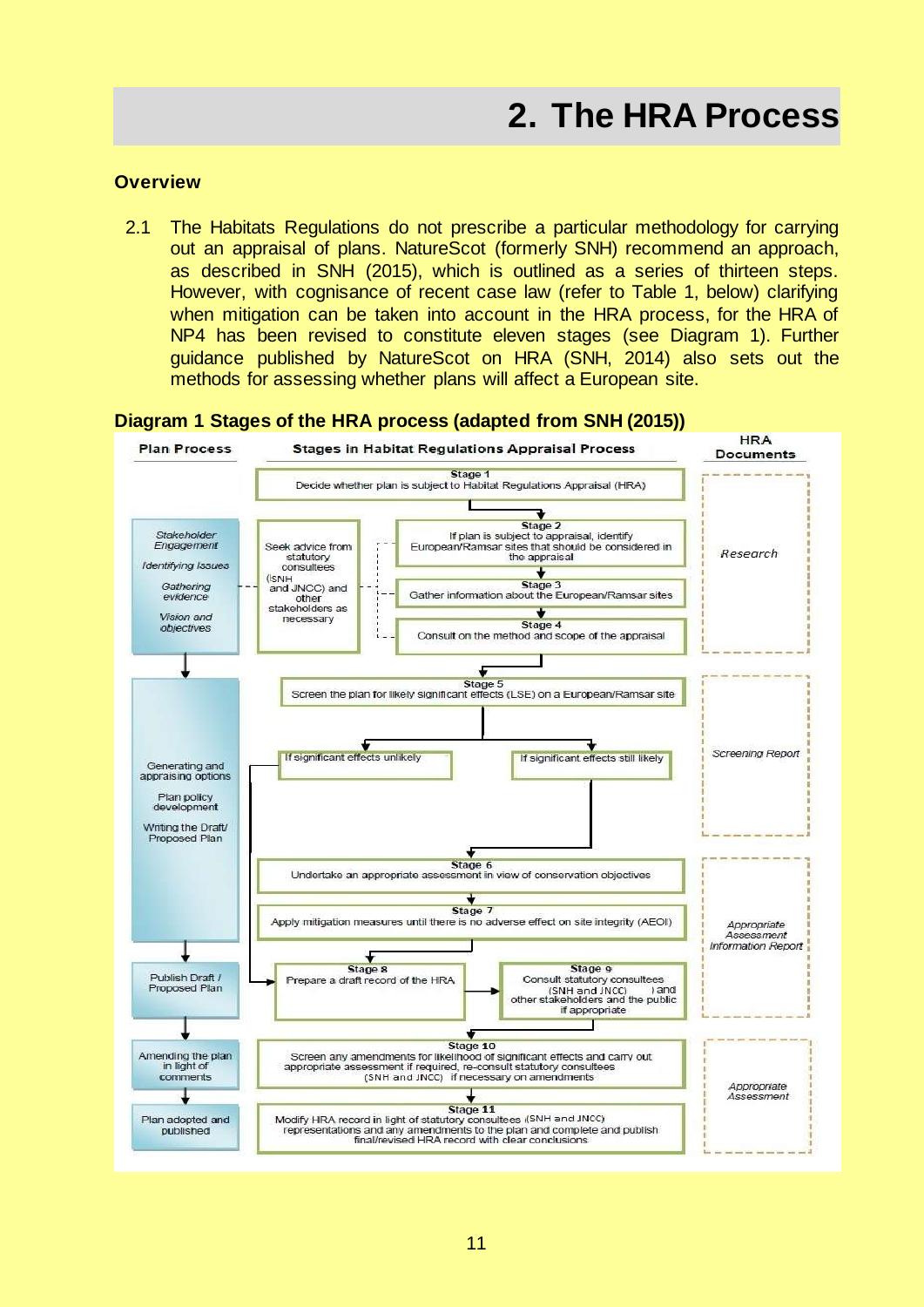# 2. The HRA Process

**Overview**

2.1 The Habitats Regulations do not prescribe a particular methodology for carrying out an appraisal of plans. NatureScot (formerly SNH) recommend an approach, as described in SNH (2015), which is outlined as a series of thirteen steps. However, with cognisance of recent case law (refer to Table 1, below) clarifying when mitigation can be taken into account in the HRA process, for the HRA of NP4 has been revised to constitute eleven stages (see Diagram 1). Further guidance published by NatureScot on HRA (SNH, 2014) also sets out the methods for assessing whether plans will affect a European site.

**Diagram 1 Stages of the HRA process (adapted from SNH (2015))**

| Plan Process | Stages in Habitat Regulations Appraisal Process | HRA Documents |
|---|---|---|
| *Stakeholder Engagement*; *Identifying Issues*; *Gathering evidence*; *Vision and objectives* | Stage 1: Decide whether plan is subject to Habitat Regulations Appraisal (HRA)<br>Stage 2: If plan is subject to appraisal, identify European/Ramsar sites that should be considered in the appraisal<br>Stage 3: Gather information about the European/Ramsar sites<br>Stage 4: Consult on the method and scope of the appraisal<br>(Seek advice from statutory consultees (SNH and JNCC) and other stakeholders as necessary) | *Research* |
| Generating and appraising options; Plan policy development; Writing the Draft/ Proposed Plan | Stage 5: Screen the plan for likely significant effects (LSE) on a European/Ramsar site<br>If significant effects unlikely → Stage 8<br>If significant effects still likely → Stage 6 | *Screening Report* |
| | Stage 6: Undertake an appropriate assessment in view of conservation objectives<br>Stage 7: Apply mitigation measures until there is no adverse effect on site integrity (AEOI) | *Appropriate Assessment Information Report* |
| Publish Draft / Proposed Plan | Stage 8: Prepare a draft record of the HRA<br>Stage 9: Consult statutory consultees (SNH and JNCC) and other stakeholders and the public if appropriate | |
| Amending the plan in light of comments | Stage 10: Screen any amendments for likelihood of significant effects and carry out appropriate assessment if required, re-consult statutory consultees (SNH and JNCC) if necessary on amendments | *Appropriate Assessment* |
| Plan adopted and published | Stage 11: Modify HRA record in light of statutory consultees (SNH and JNCC) representations and any amendments to the plan and complete and publish final/revised HRA record with clear conclusions | |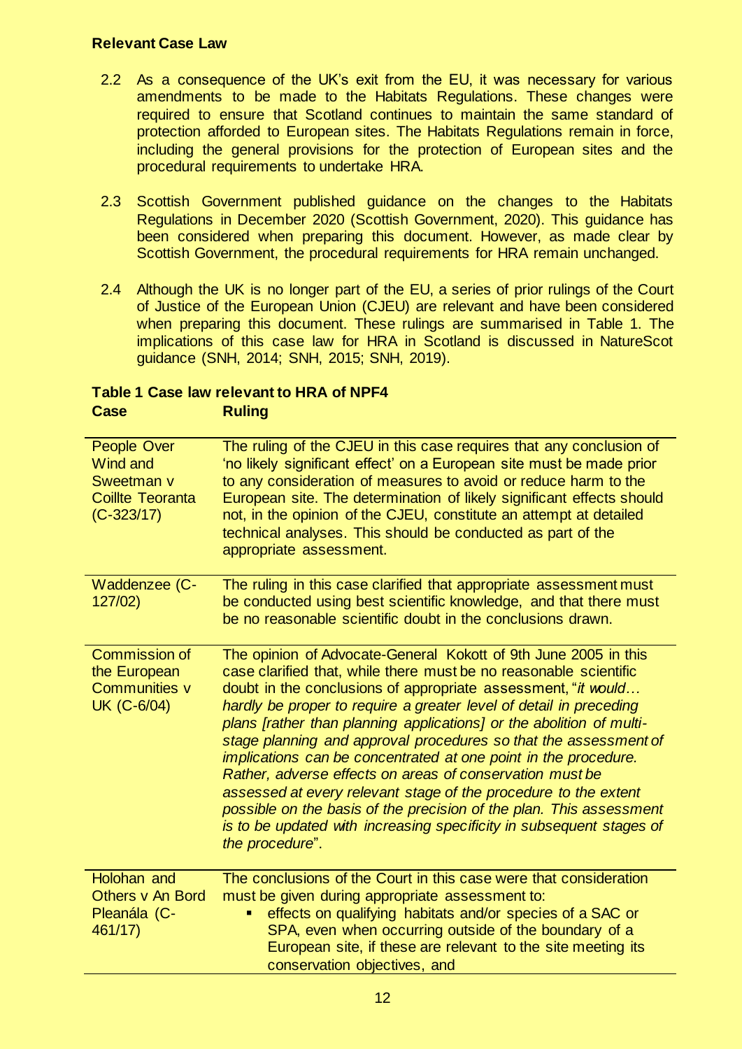**Relevant Case Law**

2.2 As a consequence of the UK's exit from the EU, it was necessary for various amendments to be made to the Habitats Regulations. These changes were required to ensure that Scotland continues to maintain the same standard of protection afforded to European sites. The Habitats Regulations remain in force, including the general provisions for the protection of European sites and the procedural requirements to undertake HRA.

2.3 Scottish Government published guidance on the changes to the Habitats Regulations in December 2020 (Scottish Government, 2020). This guidance has been considered when preparing this document. However, as made clear by Scottish Government, the procedural requirements for HRA remain unchanged.

2.4 Although the UK is no longer part of the EU, a series of prior rulings of the Court of Justice of the European Union (CJEU) are relevant and have been considered when preparing this document. These rulings are summarised in Table 1. The implications of this case law for HRA in Scotland is discussed in NatureScot guidance (SNH, 2014; SNH, 2015; SNH, 2019).

**Table 1 Case law relevant to HRA of NPF4**

| Case | Ruling |
|---|---|
| People Over Wind and Sweetman v Coillte Teoranta (C-323/17) | The ruling of the CJEU in this case requires that any conclusion of 'no likely significant effect' on a European site must be made prior to any consideration of measures to avoid or reduce harm to the European site. The determination of likely significant effects should not, in the opinion of the CJEU, constitute an attempt at detailed technical analyses. This should be conducted as part of the appropriate assessment. |
| Waddenzee (C-127/02) | The ruling in this case clarified that appropriate assessment must be conducted using best scientific knowledge, and that there must be no reasonable scientific doubt in the conclusions drawn. |
| Commission of the European Communities v UK (C-6/04) | The opinion of Advocate-General Kokott of 9th June 2005 in this case clarified that, while there must be no reasonable scientific doubt in the conclusions of appropriate assessment, "*it would… hardly be proper to require a greater level of detail in preceding plans [rather than planning applications] or the abolition of multi-stage planning and approval procedures so that the assessment of implications can be concentrated at one point in the procedure. Rather, adverse effects on areas of conservation must be assessed at every relevant stage of the procedure to the extent possible on the basis of the precision of the plan. This assessment is to be updated with increasing specificity in subsequent stages of the procedure*". |
| Holohan and Others v An Bord Pleanála (C-461/17) | The conclusions of the Court in this case were that consideration must be given during appropriate assessment to:<br>▪ effects on qualifying habitats and/or species of a SAC or SPA, even when occurring outside of the boundary of a European site, if these are relevant to the site meeting its conservation objectives, and |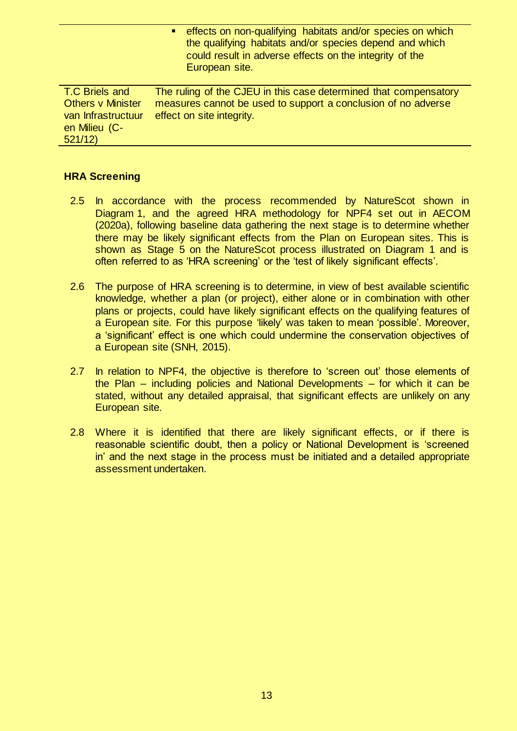| | |
|---|---|
| | ▪ effects on non-qualifying habitats and/or species on which the qualifying habitats and/or species depend and which could result in adverse effects on the integrity of the European site. |
| T.C Briels and Others v Minister van Infrastructuur en Milieu (C-521/12) | The ruling of the CJEU in this case determined that compensatory measures cannot be used to support a conclusion of no adverse effect on site integrity. |

**HRA Screening**

2.5 In accordance with the process recommended by NatureScot shown in Diagram 1, and the agreed HRA methodology for NPF4 set out in AECOM (2020a), following baseline data gathering the next stage is to determine whether there may be likely significant effects from the Plan on European sites. This is shown as Stage 5 on the NatureScot process illustrated on Diagram 1 and is often referred to as 'HRA screening' or the 'test of likely significant effects'.

2.6 The purpose of HRA screening is to determine, in view of best available scientific knowledge, whether a plan (or project), either alone or in combination with other plans or projects, could have likely significant effects on the qualifying features of a European site. For this purpose 'likely' was taken to mean 'possible'. Moreover, a 'significant' effect is one which could undermine the conservation objectives of a European site (SNH, 2015).

2.7 In relation to NPF4, the objective is therefore to 'screen out' those elements of the Plan – including policies and National Developments – for which it can be stated, without any detailed appraisal, that significant effects are unlikely on any European site.

2.8 Where it is identified that there are likely significant effects, or if there is reasonable scientific doubt, then a policy or National Development is 'screened in' and the next stage in the process must be initiated and a detailed appropriate assessment undertaken.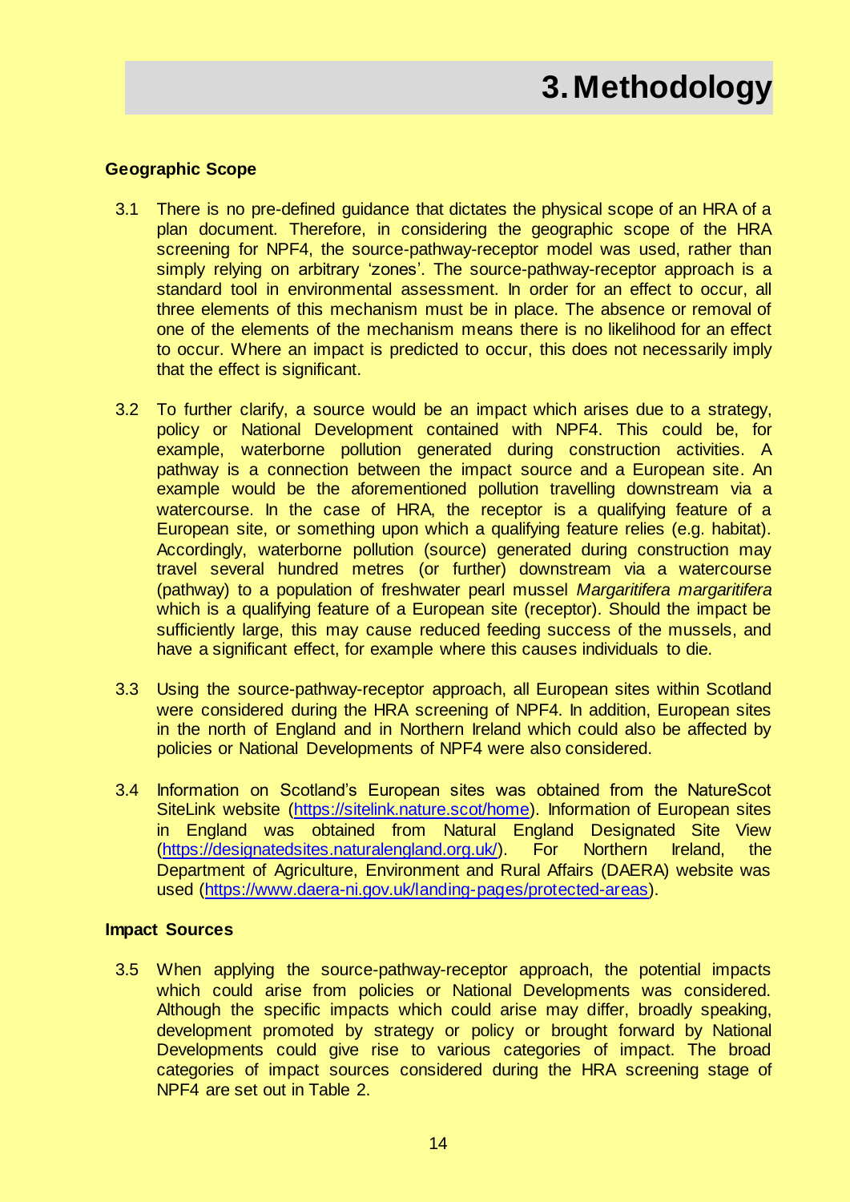# 3. Methodology

### Geographic Scope

3.1 There is no pre-defined guidance that dictates the physical scope of an HRA of a plan document. Therefore, in considering the geographic scope of the HRA screening for NPF4, the source-pathway-receptor model was used, rather than simply relying on arbitrary 'zones'. The source-pathway-receptor approach is a standard tool in environmental assessment. In order for an effect to occur, all three elements of this mechanism must be in place. The absence or removal of one of the elements of the mechanism means there is no likelihood for an effect to occur. Where an impact is predicted to occur, this does not necessarily imply that the effect is significant.

3.2 To further clarify, a source would be an impact which arises due to a strategy, policy or National Development contained with NPF4. This could be, for example, waterborne pollution generated during construction activities. A pathway is a connection between the impact source and a European site. An example would be the aforementioned pollution travelling downstream via a watercourse. In the case of HRA, the receptor is a qualifying feature of a European site, or something upon which a qualifying feature relies (e.g. habitat). Accordingly, waterborne pollution (source) generated during construction may travel several hundred metres (or further) downstream via a watercourse (pathway) to a population of freshwater pearl mussel *Margaritifera margaritifera* which is a qualifying feature of a European site (receptor). Should the impact be sufficiently large, this may cause reduced feeding success of the mussels, and have a significant effect, for example where this causes individuals to die.

3.3 Using the source-pathway-receptor approach, all European sites within Scotland were considered during the HRA screening of NPF4. In addition, European sites in the north of England and in Northern Ireland which could also be affected by policies or National Developments of NPF4 were also considered.

3.4 Information on Scotland's European sites was obtained from the NatureScot SiteLink website (https://sitelink.nature.scot/home). Information of European sites in England was obtained from Natural England Designated Site View (https://designatedsites.naturalengland.org.uk/). For Northern Ireland, the Department of Agriculture, Environment and Rural Affairs (DAERA) website was used (https://www.daera-ni.gov.uk/landing-pages/protected-areas).

### Impact Sources

3.5 When applying the source-pathway-receptor approach, the potential impacts which could arise from policies or National Developments was considered. Although the specific impacts which could arise may differ, broadly speaking, development promoted by strategy or policy or brought forward by National Developments could give rise to various categories of impact. The broad categories of impact sources considered during the HRA screening stage of NPF4 are set out in Table 2.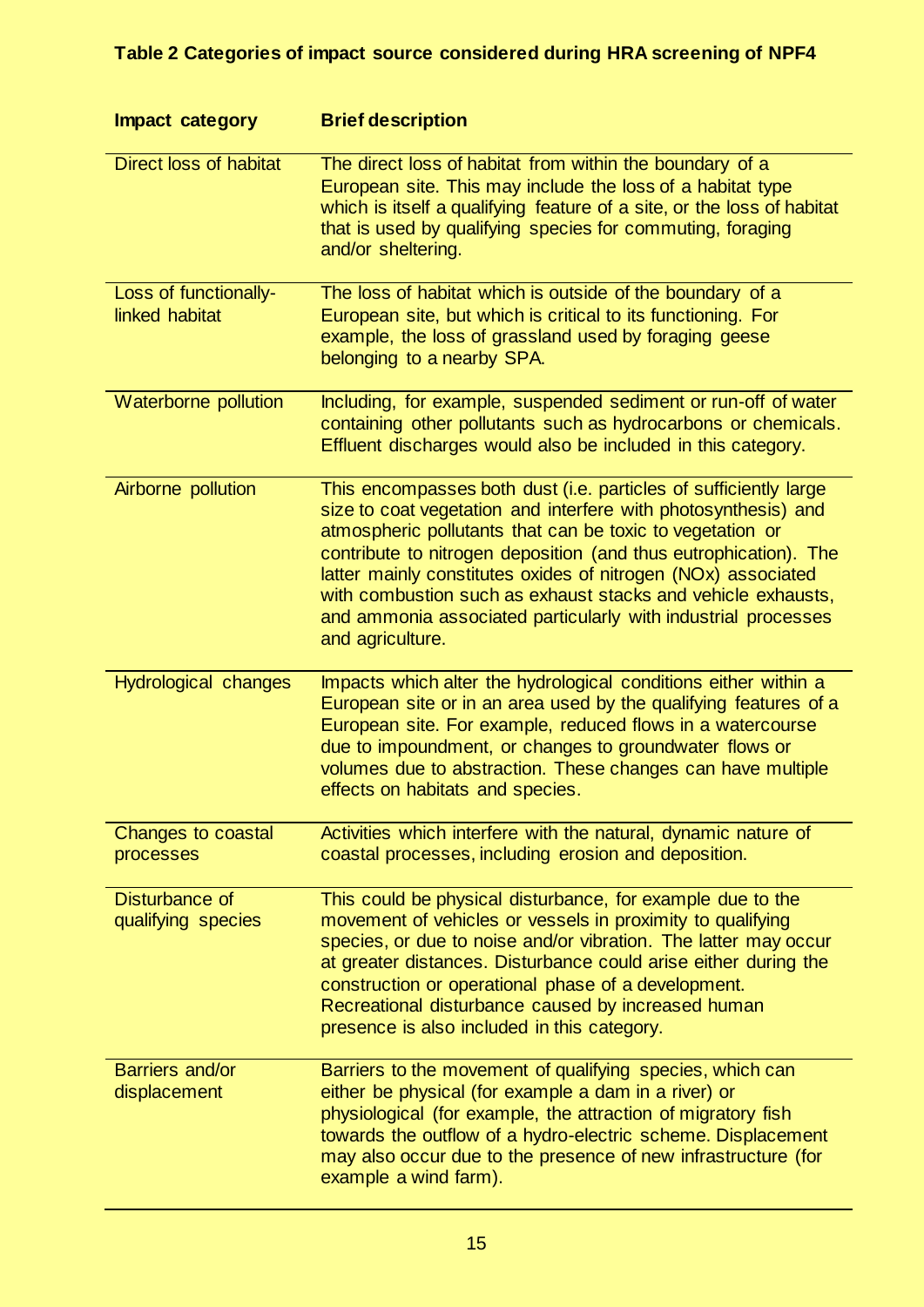**Table 2 Categories of impact source considered during HRA screening of NPF4**

| Impact category | Brief description |
|---|---|
| Direct loss of habitat | The direct loss of habitat from within the boundary of a European site. This may include the loss of a habitat type which is itself a qualifying feature of a site, or the loss of habitat that is used by qualifying species for commuting, foraging and/or sheltering. |
| Loss of functionally-linked habitat | The loss of habitat which is outside of the boundary of a European site, but which is critical to its functioning. For example, the loss of grassland used by foraging geese belonging to a nearby SPA. |
| Waterborne pollution | Including, for example, suspended sediment or run-off of water containing other pollutants such as hydrocarbons or chemicals. Effluent discharges would also be included in this category. |
| Airborne pollution | This encompasses both dust (i.e. particles of sufficiently large size to coat vegetation and interfere with photosynthesis) and atmospheric pollutants that can be toxic to vegetation or contribute to nitrogen deposition (and thus eutrophication). The latter mainly constitutes oxides of nitrogen (NOx) associated with combustion such as exhaust stacks and vehicle exhausts, and ammonia associated particularly with industrial processes and agriculture. |
| Hydrological changes | Impacts which alter the hydrological conditions either within a European site or in an area used by the qualifying features of a European site. For example, reduced flows in a watercourse due to impoundment, or changes to groundwater flows or volumes due to abstraction. These changes can have multiple effects on habitats and species. |
| Changes to coastal processes | Activities which interfere with the natural, dynamic nature of coastal processes, including erosion and deposition. |
| Disturbance of qualifying species | This could be physical disturbance, for example due to the movement of vehicles or vessels in proximity to qualifying species, or due to noise and/or vibration. The latter may occur at greater distances. Disturbance could arise either during the construction or operational phase of a development. Recreational disturbance caused by increased human presence is also included in this category. |
| Barriers and/or displacement | Barriers to the movement of qualifying species, which can either be physical (for example a dam in a river) or physiological (for example, the attraction of migratory fish towards the outflow of a hydro-electric scheme. Displacement may also occur due to the presence of new infrastructure (for example a wind farm). |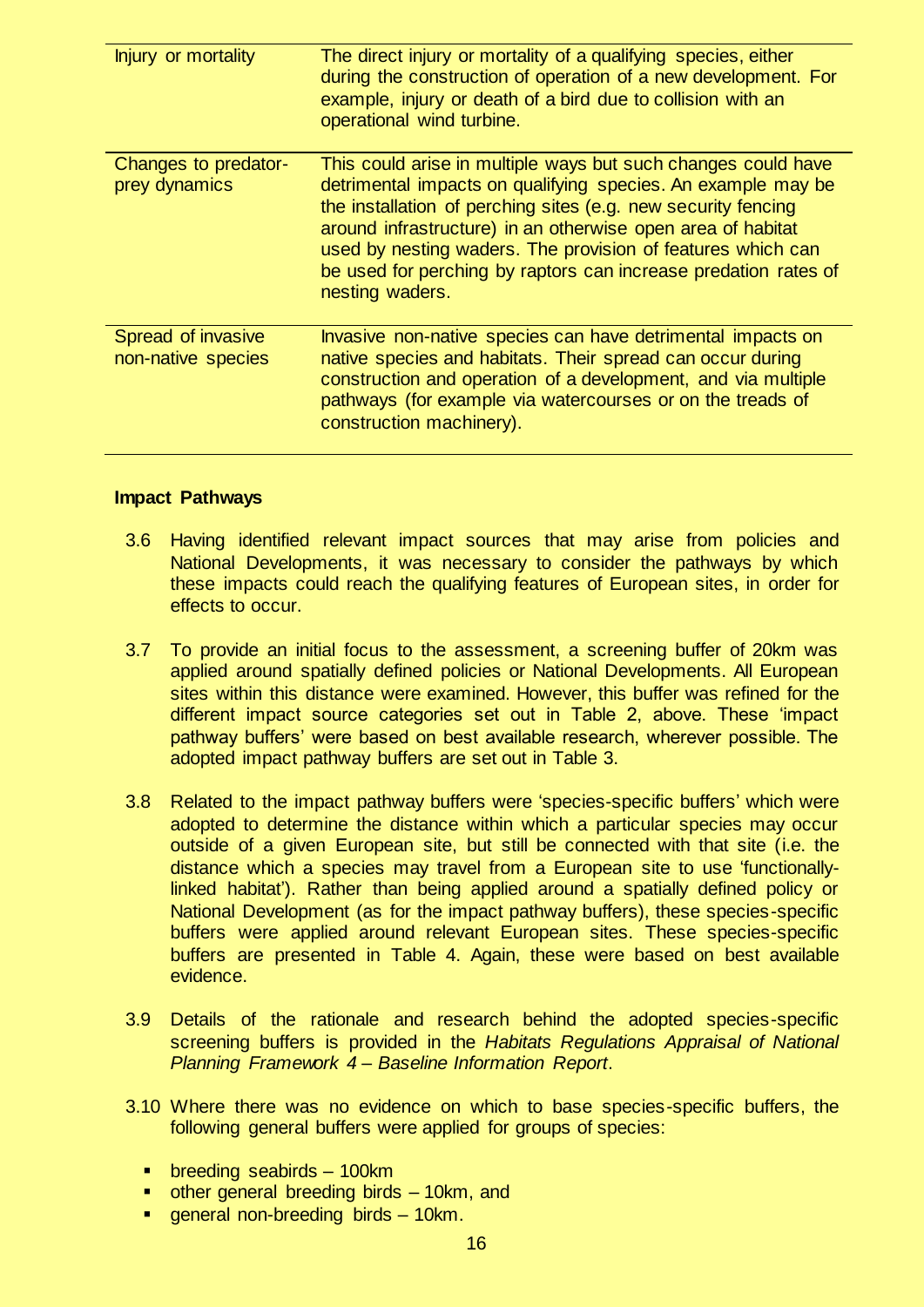| | |
|---|---|
| Injury or mortality | The direct injury or mortality of a qualifying species, either during the construction of operation of a new development. For example, injury or death of a bird due to collision with an operational wind turbine. |
| Changes to predator-prey dynamics | This could arise in multiple ways but such changes could have detrimental impacts on qualifying species. An example may be the installation of perching sites (e.g. new security fencing around infrastructure) in an otherwise open area of habitat used by nesting waders. The provision of features which can be used for perching by raptors can increase predation rates of nesting waders. |
| Spread of invasive non-native species | Invasive non-native species can have detrimental impacts on native species and habitats. Their spread can occur during construction and operation of a development, and via multiple pathways (for example via watercourses or on the treads of construction machinery). |

**Impact Pathways**

3.6 Having identified relevant impact sources that may arise from policies and National Developments, it was necessary to consider the pathways by which these impacts could reach the qualifying features of European sites, in order for effects to occur.

3.7 To provide an initial focus to the assessment, a screening buffer of 20km was applied around spatially defined policies or National Developments. All European sites within this distance were examined. However, this buffer was refined for the different impact source categories set out in Table 2, above. These 'impact pathway buffers' were based on best available research, wherever possible. The adopted impact pathway buffers are set out in Table 3.

3.8 Related to the impact pathway buffers were 'species-specific buffers' which were adopted to determine the distance within which a particular species may occur outside of a given European site, but still be connected with that site (i.e. the distance which a species may travel from a European site to use 'functionally-linked habitat'). Rather than being applied around a spatially defined policy or National Development (as for the impact pathway buffers), these species-specific buffers were applied around relevant European sites. These species-specific buffers are presented in Table 4. Again, these were based on best available evidence.

3.9 Details of the rationale and research behind the adopted species-specific screening buffers is provided in the *Habitats Regulations Appraisal of National Planning Framework 4 – Baseline Information Report*.

3.10 Where there was no evidence on which to base species-specific buffers, the following general buffers were applied for groups of species:

- breeding seabirds – 100km
- other general breeding birds – 10km, and
- general non-breeding birds – 10km.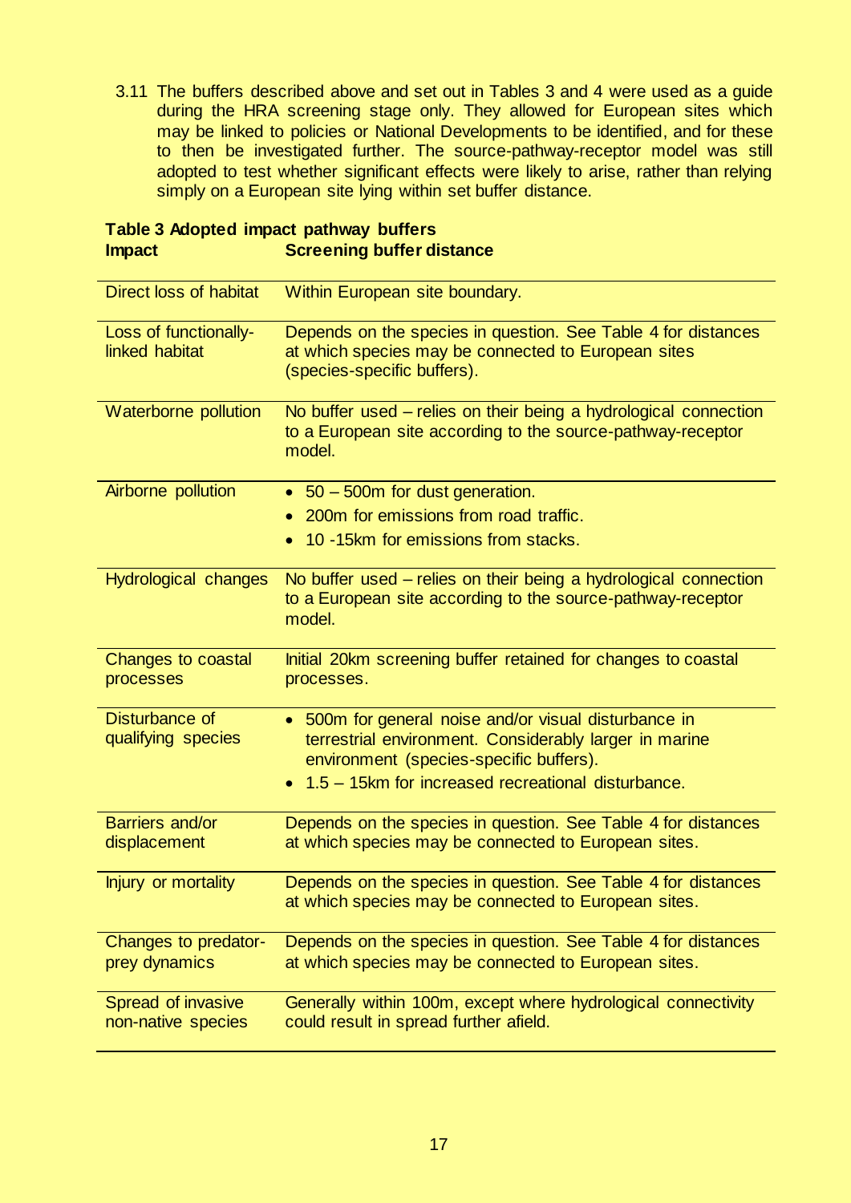3.11 The buffers described above and set out in Tables 3 and 4 were used as a guide during the HRA screening stage only. They allowed for European sites which may be linked to policies or National Developments to be identified, and for these to then be investigated further. The source-pathway-receptor model was still adopted to test whether significant effects were likely to arise, rather than relying simply on a European site lying within set buffer distance.

**Table 3 Adopted impact pathway buffers**

| Impact | Screening buffer distance |
|---|---|
| Direct loss of habitat | Within European site boundary. |
| Loss of functionally-linked habitat | Depends on the species in question. See Table 4 for distances at which species may be connected to European sites (species-specific buffers). |
| Waterborne pollution | No buffer used – relies on their being a hydrological connection to a European site according to the source-pathway-receptor model. |
| Airborne pollution | • 50 – 500m for dust generation.<br>• 200m for emissions from road traffic.<br>• 10 -15km for emissions from stacks. |
| Hydrological changes | No buffer used – relies on their being a hydrological connection to a European site according to the source-pathway-receptor model. |
| Changes to coastal processes | Initial 20km screening buffer retained for changes to coastal processes. |
| Disturbance of qualifying species | • 500m for general noise and/or visual disturbance in terrestrial environment. Considerably larger in marine environment (species-specific buffers).<br>• 1.5 – 15km for increased recreational disturbance. |
| Barriers and/or displacement | Depends on the species in question. See Table 4 for distances at which species may be connected to European sites. |
| Injury or mortality | Depends on the species in question. See Table 4 for distances at which species may be connected to European sites. |
| Changes to predator-prey dynamics | Depends on the species in question. See Table 4 for distances at which species may be connected to European sites. |
| Spread of invasive non-native species | Generally within 100m, except where hydrological connectivity could result in spread further afield. |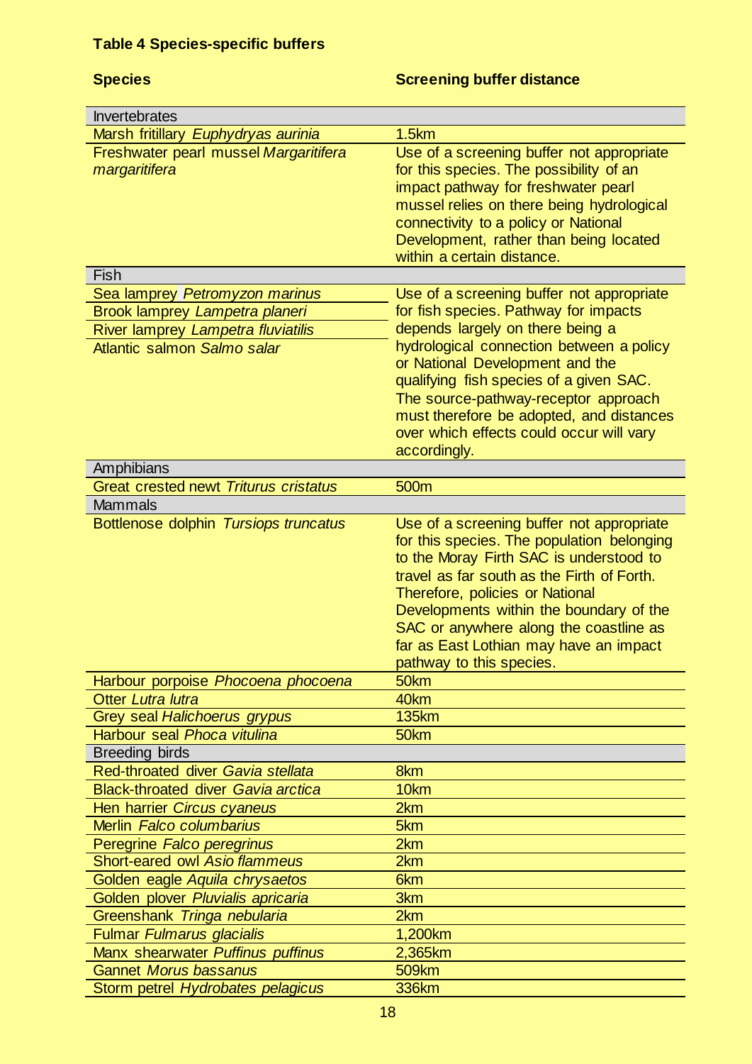**Table 4 Species-specific buffers**

| **Species** | **Screening buffer distance** |
|---|---|
| Invertebrates | |
| Marsh fritillary *Euphydryas aurinia* | 1.5km |
| Freshwater pearl mussel *Margaritifera margaritifera* | Use of a screening buffer not appropriate for this species. The possibility of an impact pathway for freshwater pearl mussel relies on there being hydrological connectivity to a policy or National Development, rather than being located within a certain distance. |
| Fish | |
| Sea lamprey *Petromyzon marinus* | Use of a screening buffer not appropriate for fish species. Pathway for impacts depends largely on there being a hydrological connection between a policy or National Development and the qualifying fish species of a given SAC. The source-pathway-receptor approach must therefore be adopted, and distances over which effects could occur will vary accordingly. |
| Brook lamprey *Lampetra planeri* | |
| River lamprey *Lampetra fluviatilis* | |
| Atlantic salmon *Salmo salar* | |
| Amphibians | |
| Great crested newt *Triturus cristatus* | 500m |
| Mammals | |
| Bottlenose dolphin *Tursiops truncatus* | Use of a screening buffer not appropriate for this species. The population belonging to the Moray Firth SAC is understood to travel as far south as the Firth of Forth. Therefore, policies or National Developments within the boundary of the SAC or anywhere along the coastline as far as East Lothian may have an impact pathway to this species. |
| Harbour porpoise *Phocoena phocoena* | 50km |
| Otter *Lutra lutra* | 40km |
| Grey seal *Halichoerus grypus* | 135km |
| Harbour seal *Phoca vitulina* | 50km |
| Breeding birds | |
| Red-throated diver *Gavia stellata* | 8km |
| Black-throated diver *Gavia arctica* | 10km |
| Hen harrier *Circus cyaneus* | 2km |
| Merlin *Falco columbarius* | 5km |
| Peregrine *Falco peregrinus* | 2km |
| Short-eared owl *Asio flammeus* | 2km |
| Golden eagle *Aquila chrysaetos* | 6km |
| Golden plover *Pluvialis apricaria* | 3km |
| Greenshank *Tringa nebularia* | 2km |
| Fulmar *Fulmarus glacialis* | 1,200km |
| Manx shearwater *Puffinus puffinus* | 2,365km |
| Gannet *Morus bassanus* | 509km |
| Storm petrel *Hydrobates pelagicus* | 336km |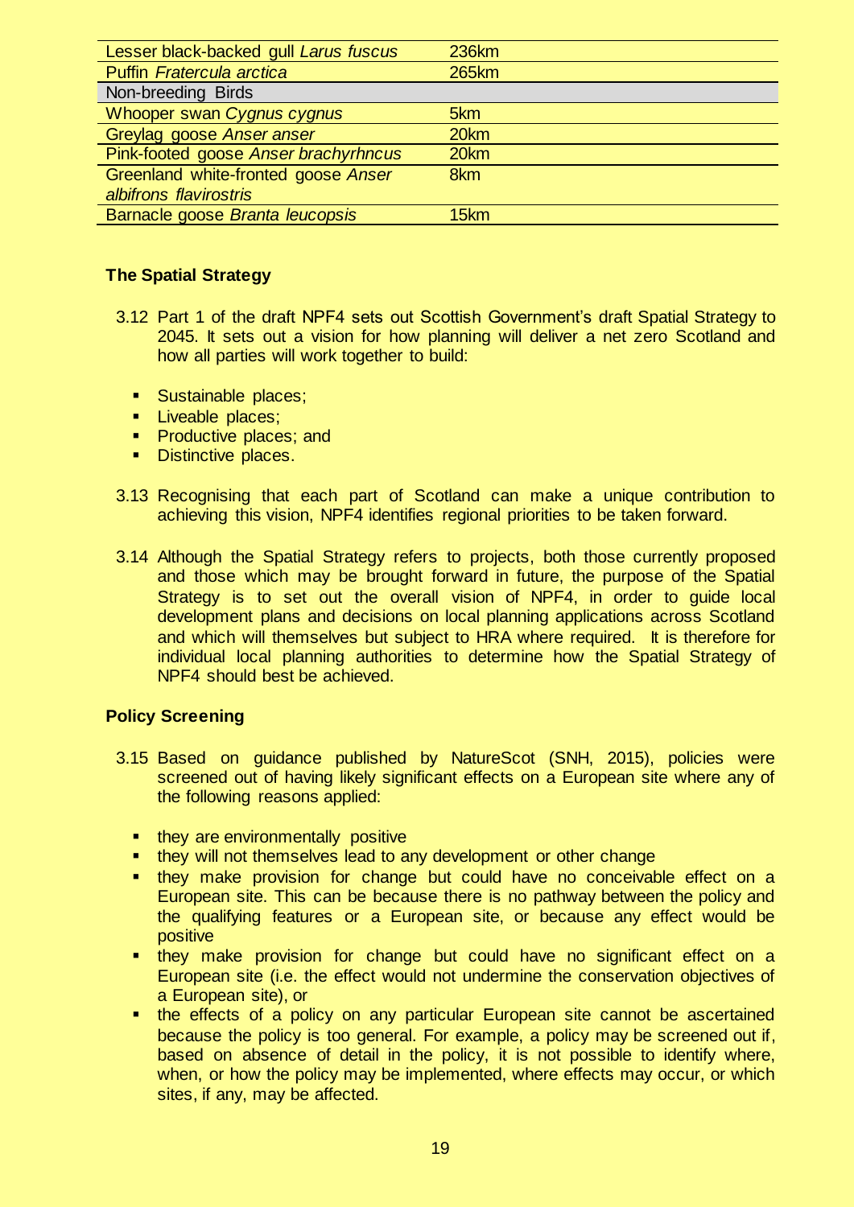| | |
|---|---|
| Lesser black-backed gull *Larus fuscus* | 236km |
| Puffin *Fratercula arctica* | 265km |
| Non-breeding Birds | |
| Whooper swan *Cygnus cygnus* | 5km |
| Greylag goose *Anser anser* | 20km |
| Pink-footed goose *Anser brachyrhncus* | 20km |
| Greenland white-fronted goose *Anser albifrons flavirostris* | 8km |
| Barnacle goose *Branta leucopsis* | 15km |

### The Spatial Strategy

3.12 Part 1 of the draft NPF4 sets out Scottish Government's draft Spatial Strategy to 2045. It sets out a vision for how planning will deliver a net zero Scotland and how all parties will work together to build:

- Sustainable places;
- Liveable places;
- Productive places; and
- Distinctive places.

3.13 Recognising that each part of Scotland can make a unique contribution to achieving this vision, NPF4 identifies regional priorities to be taken forward.

3.14 Although the Spatial Strategy refers to projects, both those currently proposed and those which may be brought forward in future, the purpose of the Spatial Strategy is to set out the overall vision of NPF4, in order to guide local development plans and decisions on local planning applications across Scotland and which will themselves but subject to HRA where required. It is therefore for individual local planning authorities to determine how the Spatial Strategy of NPF4 should best be achieved.

### Policy Screening

3.15 Based on guidance published by NatureScot (SNH, 2015), policies were screened out of having likely significant effects on a European site where any of the following reasons applied:

- they are environmentally positive
- they will not themselves lead to any development or other change
- they make provision for change but could have no conceivable effect on a European site. This can be because there is no pathway between the policy and the qualifying features or a European site, or because any effect would be positive
- they make provision for change but could have no significant effect on a European site (i.e. the effect would not undermine the conservation objectives of a European site), or
- the effects of a policy on any particular European site cannot be ascertained because the policy is too general. For example, a policy may be screened out if, based on absence of detail in the policy, it is not possible to identify where, when, or how the policy may be implemented, where effects may occur, or which sites, if any, may be affected.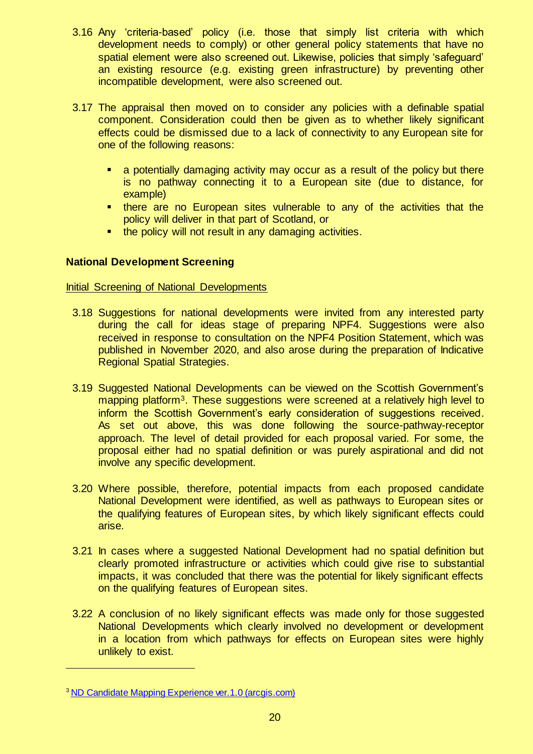3.16 Any 'criteria-based' policy (i.e. those that simply list criteria with which development needs to comply) or other general policy statements that have no spatial element were also screened out. Likewise, policies that simply 'safeguard' an existing resource (e.g. existing green infrastructure) by preventing other incompatible development, were also screened out.

3.17 The appraisal then moved on to consider any policies with a definable spatial component. Consideration could then be given as to whether likely significant effects could be dismissed due to a lack of connectivity to any European site for one of the following reasons:

- a potentially damaging activity may occur as a result of the policy but there is no pathway connecting it to a European site (due to distance, for example)
- there are no European sites vulnerable to any of the activities that the policy will deliver in that part of Scotland, or
- the policy will not result in any damaging activities.

**National Development Screening**

Initial Screening of National Developments

3.18 Suggestions for national developments were invited from any interested party during the call for ideas stage of preparing NPF4. Suggestions were also received in response to consultation on the NPF4 Position Statement, which was published in November 2020, and also arose during the preparation of Indicative Regional Spatial Strategies.

3.19 Suggested National Developments can be viewed on the Scottish Government's mapping platform[3]. These suggestions were screened at a relatively high level to inform the Scottish Government's early consideration of suggestions received. As set out above, this was done following the source-pathway-receptor approach. The level of detail provided for each proposal varied. For some, the proposal either had no spatial definition or was purely aspirational and did not involve any specific development.

3.20 Where possible, therefore, potential impacts from each proposed candidate National Development were identified, as well as pathways to European sites or the qualifying features of European sites, by which likely significant effects could arise.

3.21 In cases where a suggested National Development had no spatial definition but clearly promoted infrastructure or activities which could give rise to substantial impacts, it was concluded that there was the potential for likely significant effects on the qualifying features of European sites.

3.22 A conclusion of no likely significant effects was made only for those suggested National Developments which clearly involved no development or development in a location from which pathways for effects on European sites were highly unlikely to exist.

---

[3] ND Candidate Mapping Experience ver.1.0 (arcgis.com)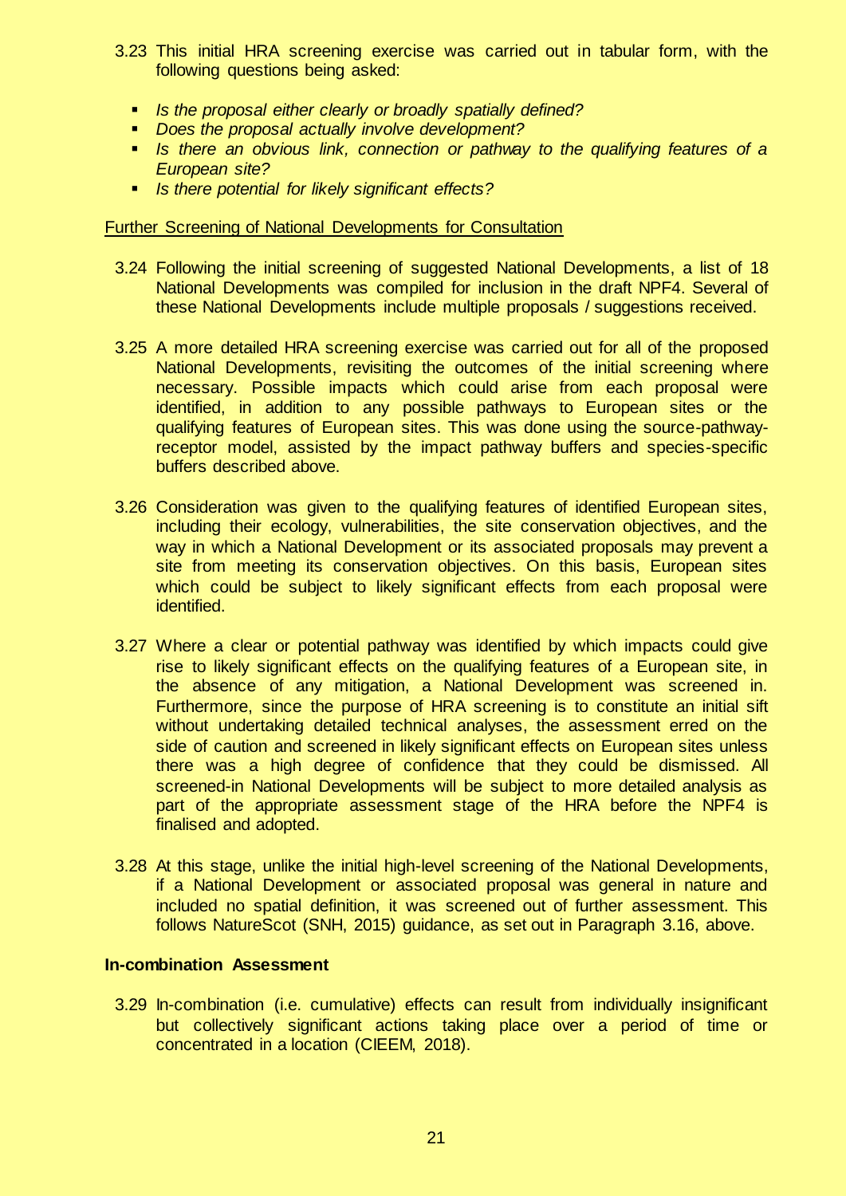3.23 This initial HRA screening exercise was carried out in tabular form, with the following questions being asked:

- *Is the proposal either clearly or broadly spatially defined?*
- *Does the proposal actually involve development?*
- *Is there an obvious link, connection or pathway to the qualifying features of a European site?*
- *Is there potential for likely significant effects?*

<u>Further Screening of National Developments for Consultation</u>

3.24 Following the initial screening of suggested National Developments, a list of 18 National Developments was compiled for inclusion in the draft NPF4. Several of these National Developments include multiple proposals / suggestions received.

3.25 A more detailed HRA screening exercise was carried out for all of the proposed National Developments, revisiting the outcomes of the initial screening where necessary. Possible impacts which could arise from each proposal were identified, in addition to any possible pathways to European sites or the qualifying features of European sites. This was done using the source-pathway-receptor model, assisted by the impact pathway buffers and species-specific buffers described above.

3.26 Consideration was given to the qualifying features of identified European sites, including their ecology, vulnerabilities, the site conservation objectives, and the way in which a National Development or its associated proposals may prevent a site from meeting its conservation objectives. On this basis, European sites which could be subject to likely significant effects from each proposal were identified.

3.27 Where a clear or potential pathway was identified by which impacts could give rise to likely significant effects on the qualifying features of a European site, in the absence of any mitigation, a National Development was screened in. Furthermore, since the purpose of HRA screening is to constitute an initial sift without undertaking detailed technical analyses, the assessment erred on the side of caution and screened in likely significant effects on European sites unless there was a high degree of confidence that they could be dismissed. All screened-in National Developments will be subject to more detailed analysis as part of the appropriate assessment stage of the HRA before the NPF4 is finalised and adopted.

3.28 At this stage, unlike the initial high-level screening of the National Developments, if a National Development or associated proposal was general in nature and included no spatial definition, it was screened out of further assessment. This follows NatureScot (SNH, 2015) guidance, as set out in Paragraph 3.16, above.

**In-combination Assessment**

3.29 In-combination (i.e. cumulative) effects can result from individually insignificant but collectively significant actions taking place over a period of time or concentrated in a location (CIEEM, 2018).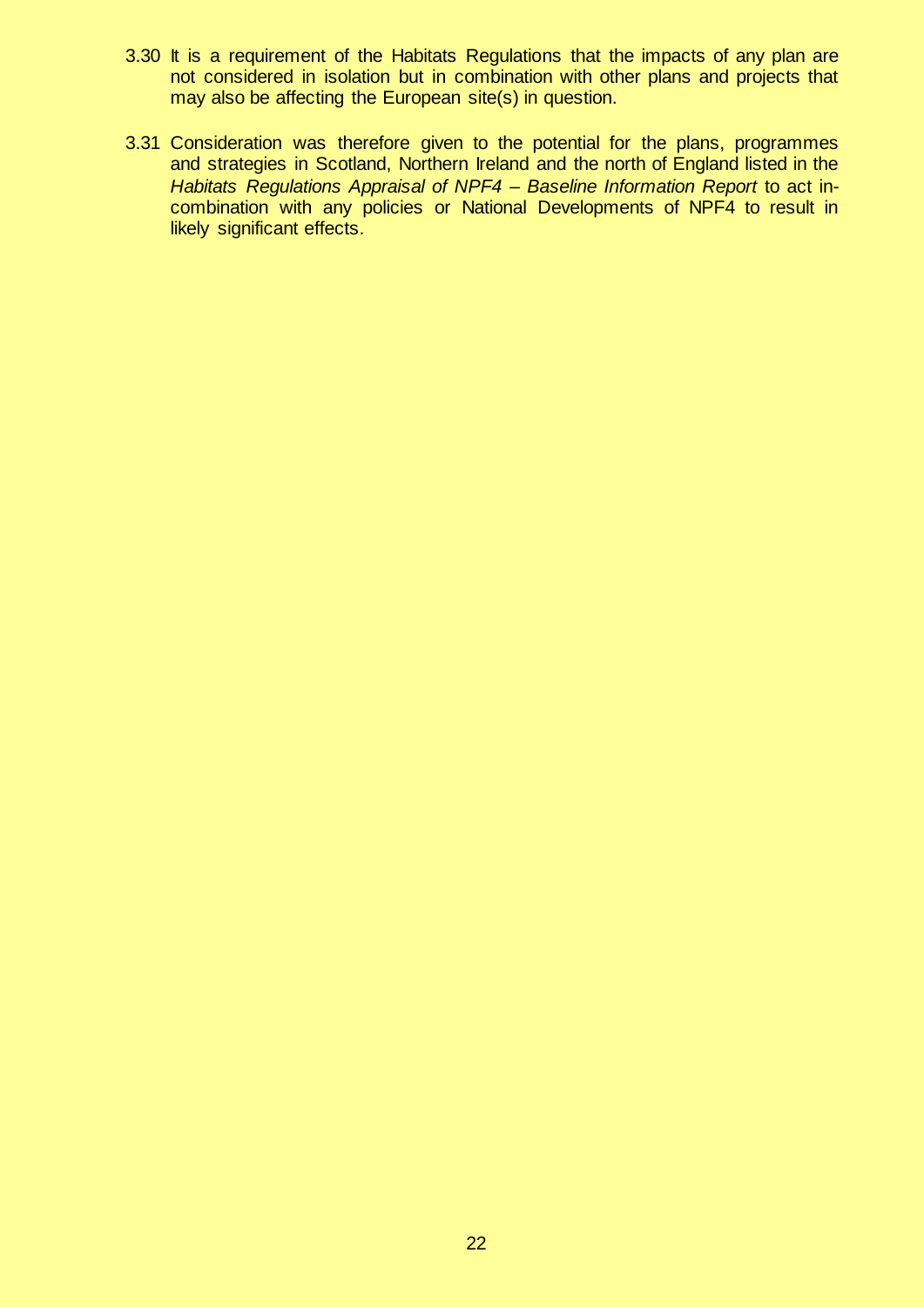3.30 It is a requirement of the Habitats Regulations that the impacts of any plan are not considered in isolation but in combination with other plans and projects that may also be affecting the European site(s) in question.

3.31 Consideration was therefore given to the potential for the plans, programmes and strategies in Scotland, Northern Ireland and the north of England listed in the *Habitats Regulations Appraisal of NPF4 – Baseline Information Report* to act in-combination with any policies or National Developments of NPF4 to result in likely significant effects.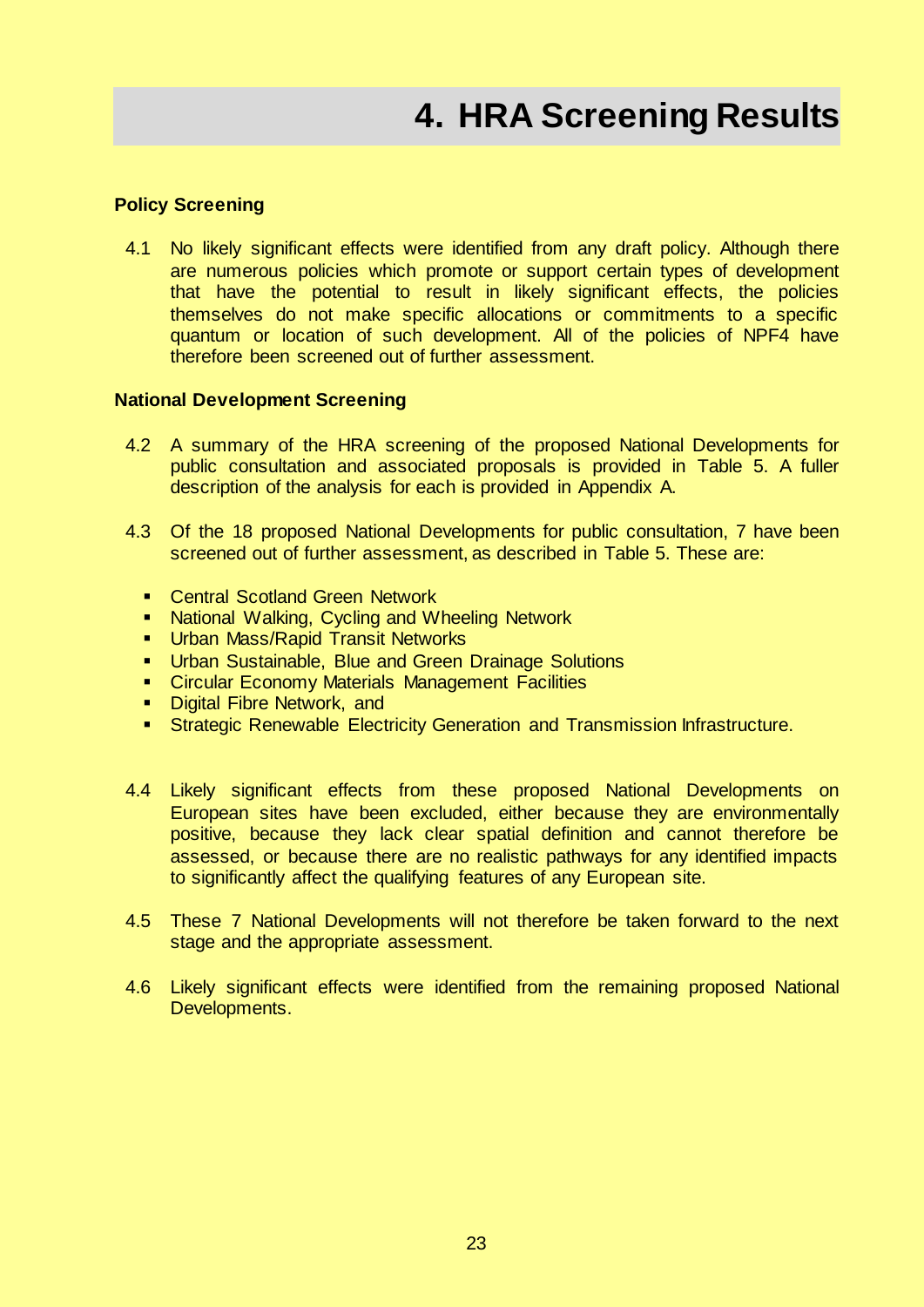# 4. HRA Screening Results

### Policy Screening

4.1 No likely significant effects were identified from any draft policy. Although there are numerous policies which promote or support certain types of development that have the potential to result in likely significant effects, the policies themselves do not make specific allocations or commitments to a specific quantum or location of such development. All of the policies of NPF4 have therefore been screened out of further assessment.

### National Development Screening

4.2 A summary of the HRA screening of the proposed National Developments for public consultation and associated proposals is provided in Table 5. A fuller description of the analysis for each is provided in Appendix A.

4.3 Of the 18 proposed National Developments for public consultation, 7 have been screened out of further assessment, as described in Table 5. These are:

- Central Scotland Green Network
- National Walking, Cycling and Wheeling Network
- Urban Mass/Rapid Transit Networks
- Urban Sustainable, Blue and Green Drainage Solutions
- Circular Economy Materials Management Facilities
- Digital Fibre Network, and
- Strategic Renewable Electricity Generation and Transmission Infrastructure.

4.4 Likely significant effects from these proposed National Developments on European sites have been excluded, either because they are environmentally positive, because they lack clear spatial definition and cannot therefore be assessed, or because there are no realistic pathways for any identified impacts to significantly affect the qualifying features of any European site.

4.5 These 7 National Developments will not therefore be taken forward to the next stage and the appropriate assessment.

4.6 Likely significant effects were identified from the remaining proposed National Developments.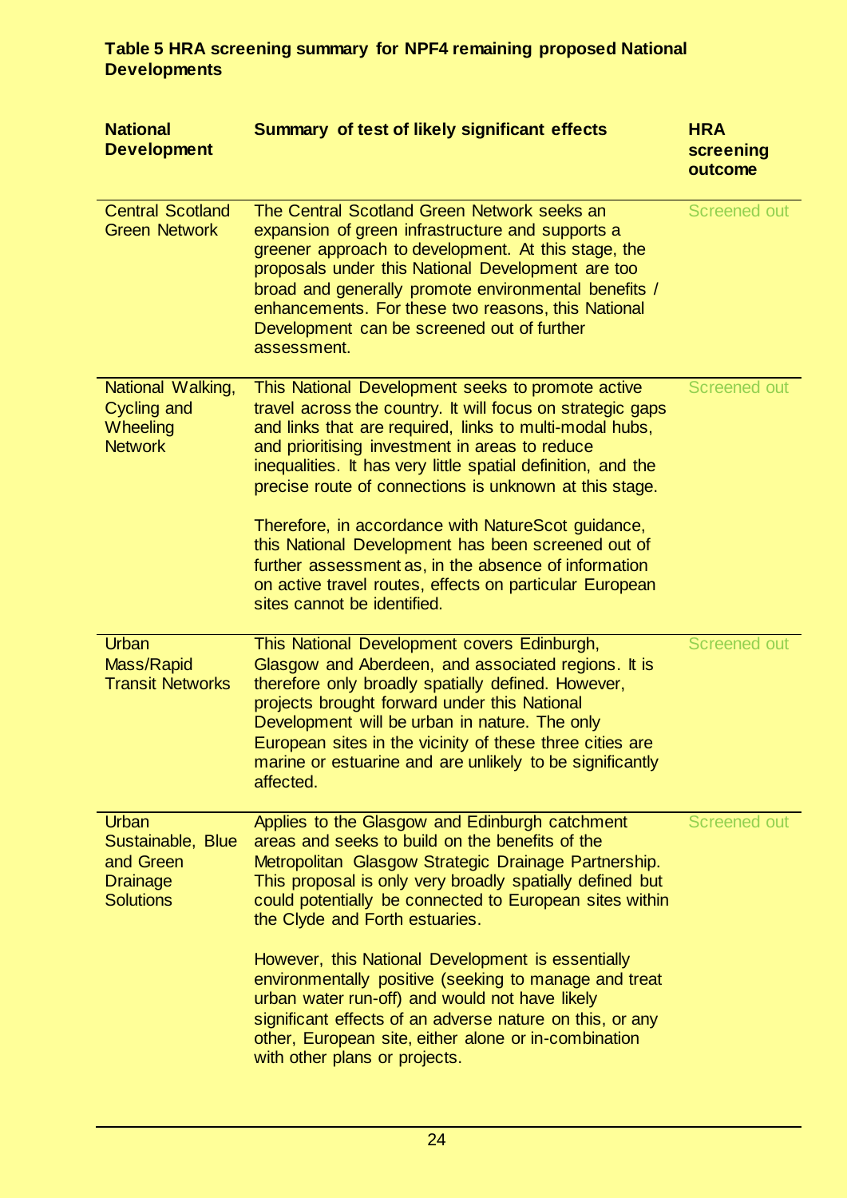**Table 5 HRA screening summary for NPF4 remaining proposed National Developments**

| National Development | Summary of test of likely significant effects | HRA screening outcome |
|---|---|---|
| Central Scotland Green Network | The Central Scotland Green Network seeks an expansion of green infrastructure and supports a greener approach to development. At this stage, the proposals under this National Development are too broad and generally promote environmental benefits / enhancements. For these two reasons, this National Development can be screened out of further assessment. | Screened out |
| National Walking, Cycling and Wheeling Network | This National Development seeks to promote active travel across the country. It will focus on strategic gaps and links that are required, links to multi-modal hubs, and prioritising investment in areas to reduce inequalities. It has very little spatial definition, and the precise route of connections is unknown at this stage.<br><br>Therefore, in accordance with NatureScot guidance, this National Development has been screened out of further assessment as, in the absence of information on active travel routes, effects on particular European sites cannot be identified. | Screened out |
| Urban Mass/Rapid Transit Networks | This National Development covers Edinburgh, Glasgow and Aberdeen, and associated regions. It is therefore only broadly spatially defined. However, projects brought forward under this National Development will be urban in nature. The only European sites in the vicinity of these three cities are marine or estuarine and are unlikely to be significantly affected. | Screened out |
| Urban Sustainable, Blue and Green Drainage Solutions | Applies to the Glasgow and Edinburgh catchment areas and seeks to build on the benefits of the Metropolitan Glasgow Strategic Drainage Partnership. This proposal is only very broadly spatially defined but could potentially be connected to European sites within the Clyde and Forth estuaries.<br><br>However, this National Development is essentially environmentally positive (seeking to manage and treat urban water run-off) and would not have likely significant effects of an adverse nature on this, or any other, European site, either alone or in-combination with other plans or projects. | Screened out |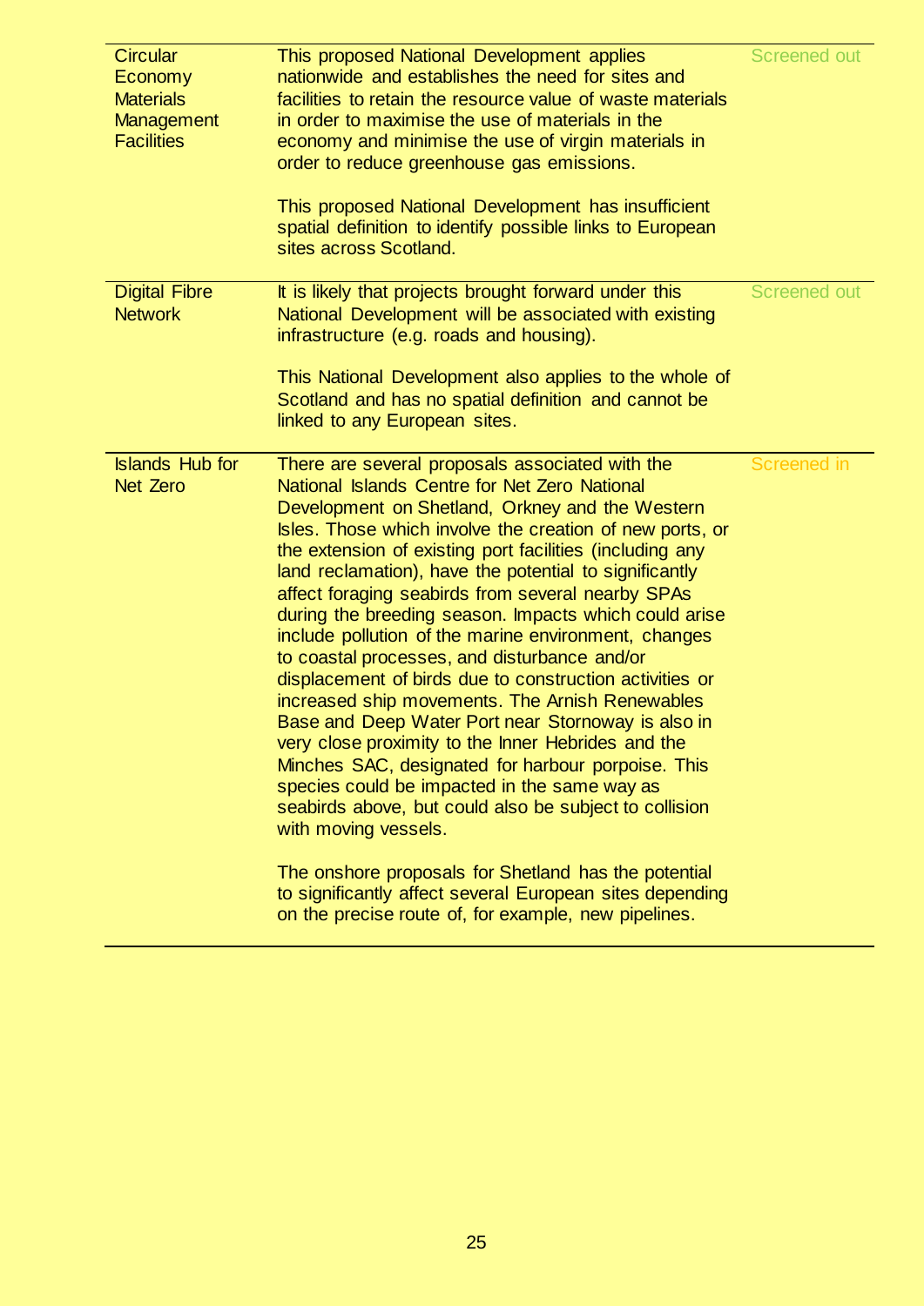| | | |
|---|---|---|
| Circular Economy Materials Management Facilities | This proposed National Development applies nationwide and establishes the need for sites and facilities to retain the resource value of waste materials in order to maximise the use of materials in the economy and minimise the use of virgin materials in order to reduce greenhouse gas emissions.<br><br>This proposed National Development has insufficient spatial definition to identify possible links to European sites across Scotland. | Screened out |
| Digital Fibre Network | It is likely that projects brought forward under this National Development will be associated with existing infrastructure (e.g. roads and housing).<br><br>This National Development also applies to the whole of Scotland and has no spatial definition and cannot be linked to any European sites. | Screened out |
| Islands Hub for Net Zero | There are several proposals associated with the National Islands Centre for Net Zero National Development on Shetland, Orkney and the Western Isles. Those which involve the creation of new ports, or the extension of existing port facilities (including any land reclamation), have the potential to significantly affect foraging seabirds from several nearby SPAs during the breeding season. Impacts which could arise include pollution of the marine environment, changes to coastal processes, and disturbance and/or displacement of birds due to construction activities or increased ship movements. The Arnish Renewables Base and Deep Water Port near Stornoway is also in very close proximity to the Inner Hebrides and the Minches SAC, designated for harbour porpoise. This species could be impacted in the same way as seabirds above, but could also be subject to collision with moving vessels.<br><br>The onshore proposals for Shetland has the potential to significantly affect several European sites depending on the precise route of, for example, new pipelines. | Screened in |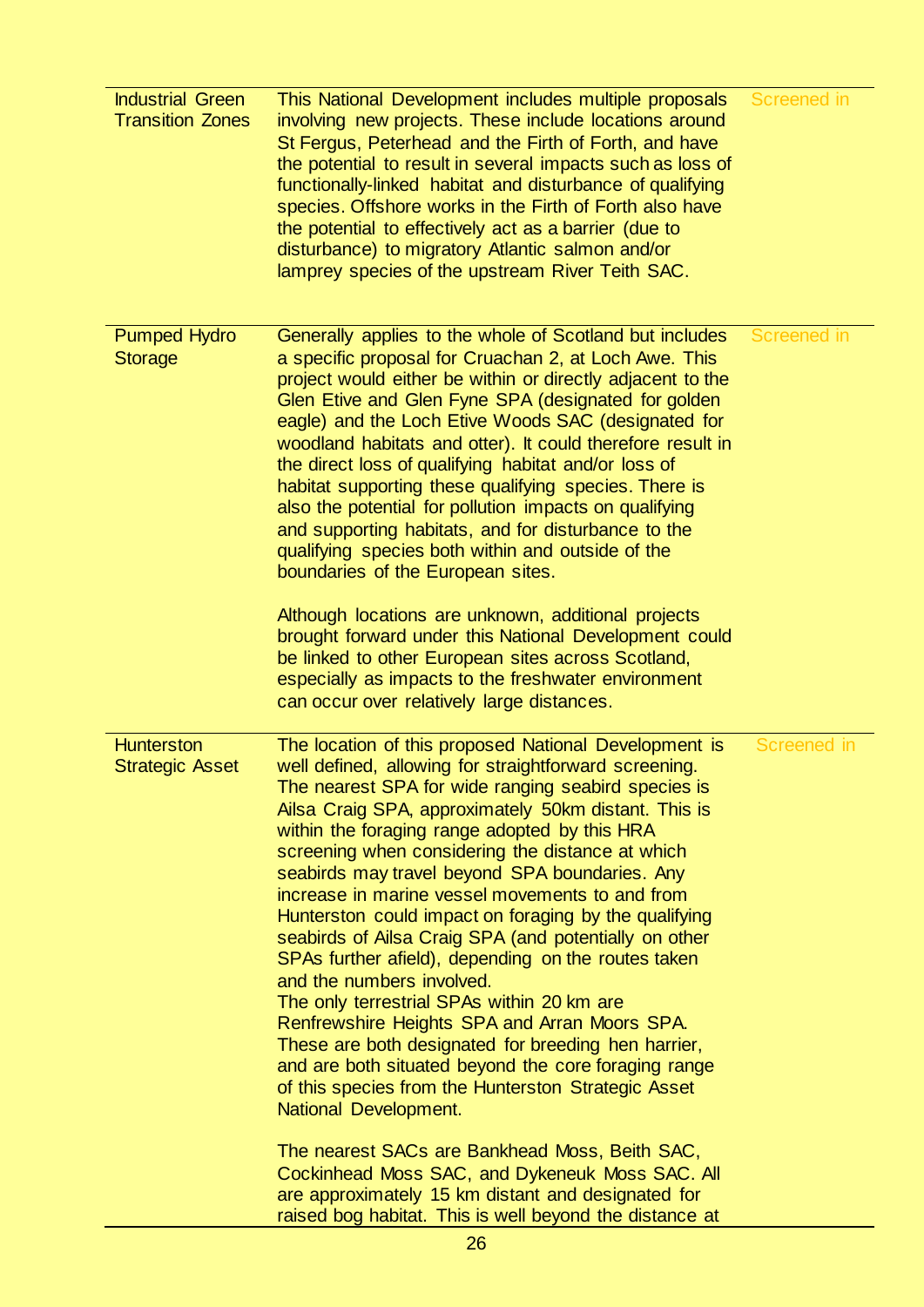| | | |
|---|---|---|
| Industrial Green Transition Zones | This National Development includes multiple proposals involving new projects. These include locations around St Fergus, Peterhead and the Firth of Forth, and have the potential to result in several impacts such as loss of functionally-linked habitat and disturbance of qualifying species. Offshore works in the Firth of Forth also have the potential to effectively act as a barrier (due to disturbance) to migratory Atlantic salmon and/or lamprey species of the upstream River Teith SAC. | Screened in |
| Pumped Hydro Storage | Generally applies to the whole of Scotland but includes a specific proposal for Cruachan 2, at Loch Awe. This project would either be within or directly adjacent to the Glen Etive and Glen Fyne SPA (designated for golden eagle) and the Loch Etive Woods SAC (designated for woodland habitats and otter). It could therefore result in the direct loss of qualifying habitat and/or loss of habitat supporting these qualifying species. There is also the potential for pollution impacts on qualifying and supporting habitats, and for disturbance to the qualifying species both within and outside of the boundaries of the European sites.<br><br>Although locations are unknown, additional projects brought forward under this National Development could be linked to other European sites across Scotland, especially as impacts to the freshwater environment can occur over relatively large distances. | Screened in |
| Hunterston Strategic Asset | The location of this proposed National Development is well defined, allowing for straightforward screening. The nearest SPA for wide ranging seabird species is Ailsa Craig SPA, approximately 50km distant. This is within the foraging range adopted by this HRA screening when considering the distance at which seabirds may travel beyond SPA boundaries. Any increase in marine vessel movements to and from Hunterston could impact on foraging by the qualifying seabirds of Ailsa Craig SPA (and potentially on other SPAs further afield), depending on the routes taken and the numbers involved.<br>The only terrestrial SPAs within 20 km are Renfrewshire Heights SPA and Arran Moors SPA. These are both designated for breeding hen harrier, and are both situated beyond the core foraging range of this species from the Hunterston Strategic Asset National Development.<br><br>The nearest SACs are Bankhead Moss, Beith SAC, Cockinhead Moss SAC, and Dykeneuk Moss SAC. All are approximately 15 km distant and designated for raised bog habitat. This is well beyond the distance at | Screened in |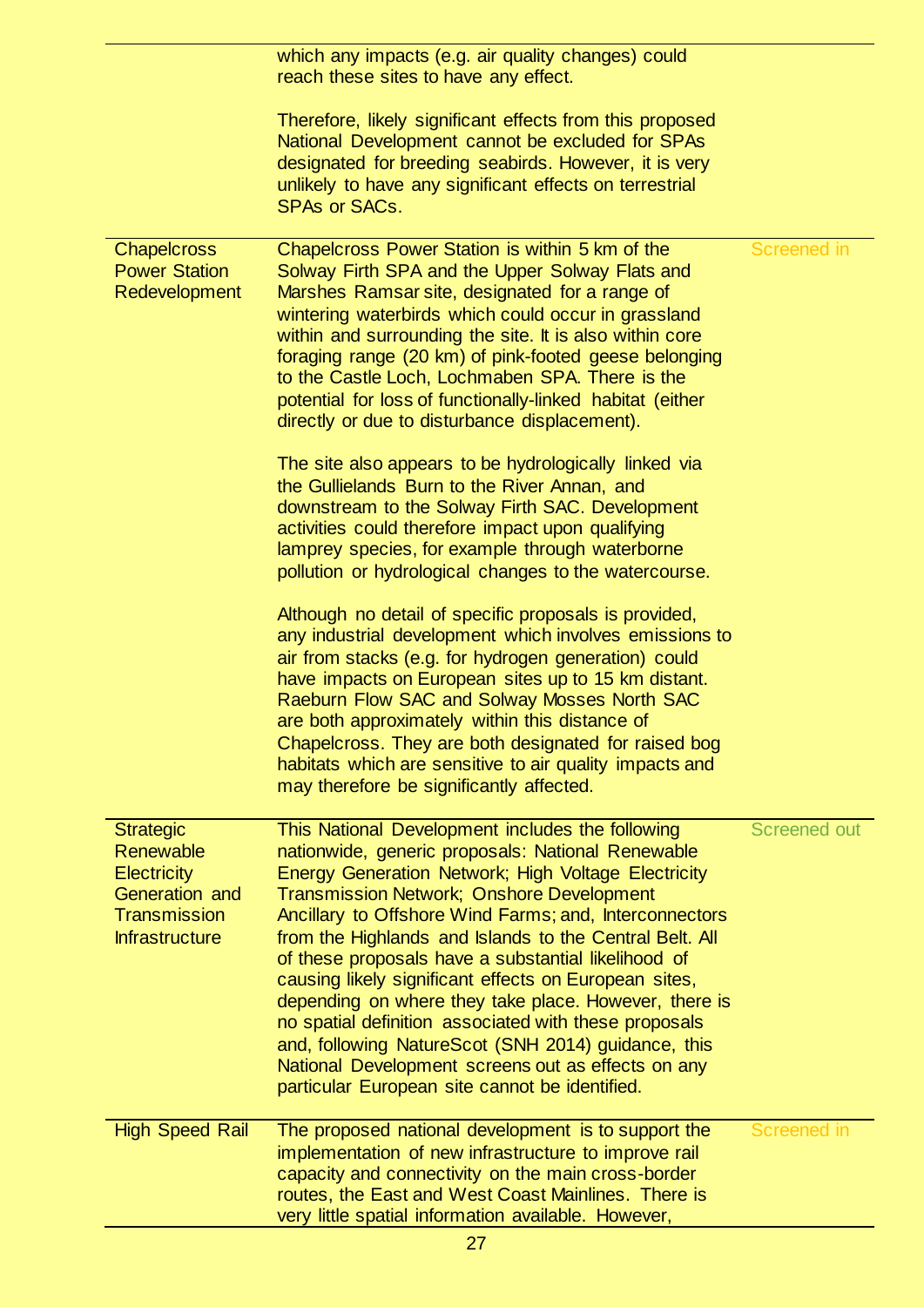| | | |
|---|---|---|
| | which any impacts (e.g. air quality changes) could reach these sites to have any effect.<br><br>Therefore, likely significant effects from this proposed National Development cannot be excluded for SPAs designated for breeding seabirds. However, it is very unlikely to have any significant effects on terrestrial SPAs or SACs. | |
| Chapelcross Power Station Redevelopment | Chapelcross Power Station is within 5 km of the Solway Firth SPA and the Upper Solway Flats and Marshes Ramsar site, designated for a range of wintering waterbirds which could occur in grassland within and surrounding the site. It is also within core foraging range (20 km) of pink-footed geese belonging to the Castle Loch, Lochmaben SPA. There is the potential for loss of functionally-linked habitat (either directly or due to disturbance displacement).<br><br>The site also appears to be hydrologically linked via the Gullielands Burn to the River Annan, and downstream to the Solway Firth SAC. Development activities could therefore impact upon qualifying lamprey species, for example through waterborne pollution or hydrological changes to the watercourse.<br><br>Although no detail of specific proposals is provided, any industrial development which involves emissions to air from stacks (e.g. for hydrogen generation) could have impacts on European sites up to 15 km distant. Raeburn Flow SAC and Solway Mosses North SAC are both approximately within this distance of Chapelcross. They are both designated for raised bog habitats which are sensitive to air quality impacts and may therefore be significantly affected. | Screened in |
| Strategic Renewable Electricity Generation and Transmission Infrastructure | This National Development includes the following nationwide, generic proposals: National Renewable Energy Generation Network; High Voltage Electricity Transmission Network; Onshore Development Ancillary to Offshore Wind Farms; and, Interconnectors from the Highlands and Islands to the Central Belt. All of these proposals have a substantial likelihood of causing likely significant effects on European sites, depending on where they take place. However, there is no spatial definition associated with these proposals and, following NatureScot (SNH 2014) guidance, this National Development screens out as effects on any particular European site cannot be identified. | Screened out |
| High Speed Rail | The proposed national development is to support the implementation of new infrastructure to improve rail capacity and connectivity on the main cross-border routes, the East and West Coast Mainlines. There is very little spatial information available. However, | Screened in |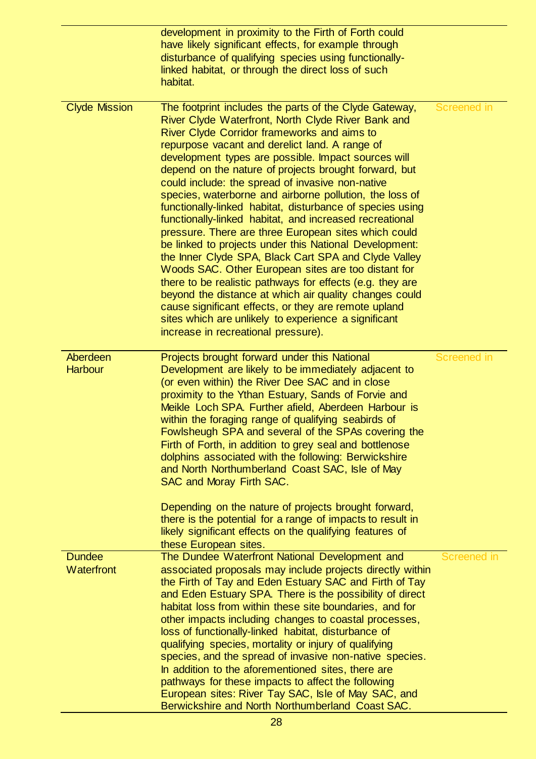| | | |
|---|---|---|
| | development in proximity to the Firth of Forth could have likely significant effects, for example through disturbance of qualifying species using functionally-linked habitat, or through the direct loss of such habitat. | |
| Clyde Mission | The footprint includes the parts of the Clyde Gateway, River Clyde Waterfront, North Clyde River Bank and River Clyde Corridor frameworks and aims to repurpose vacant and derelict land. A range of development types are possible. Impact sources will depend on the nature of projects brought forward, but could include: the spread of invasive non-native species, waterborne and airborne pollution, the loss of functionally-linked habitat, disturbance of species using functionally-linked habitat, and increased recreational pressure. There are three European sites which could be linked to projects under this National Development: the Inner Clyde SPA, Black Cart SPA and Clyde Valley Woods SAC. Other European sites are too distant for there to be realistic pathways for effects (e.g. they are beyond the distance at which air quality changes could cause significant effects, or they are remote upland sites which are unlikely to experience a significant increase in recreational pressure). | Screened in |
| Aberdeen Harbour | Projects brought forward under this National Development are likely to be immediately adjacent to (or even within) the River Dee SAC and in close proximity to the Ythan Estuary, Sands of Forvie and Meikle Loch SPA. Further afield, Aberdeen Harbour is within the foraging range of qualifying seabirds of Fowlsheugh SPA and several of the SPAs covering the Firth of Forth, in addition to grey seal and bottlenose dolphins associated with the following: Berwickshire and North Northumberland Coast SAC, Isle of May SAC and Moray Firth SAC.<br><br>Depending on the nature of projects brought forward, there is the potential for a range of impacts to result in likely significant effects on the qualifying features of these European sites. | Screened in |
| Dundee Waterfront | The Dundee Waterfront National Development and associated proposals may include projects directly within the Firth of Tay and Eden Estuary SAC and Firth of Tay and Eden Estuary SPA. There is the possibility of direct habitat loss from within these site boundaries, and for other impacts including changes to coastal processes, loss of functionally-linked habitat, disturbance of qualifying species, mortality or injury of qualifying species, and the spread of invasive non-native species. In addition to the aforementioned sites, there are pathways for these impacts to affect the following European sites: River Tay SAC, Isle of May SAC, and Berwickshire and North Northumberland Coast SAC. | Screened in |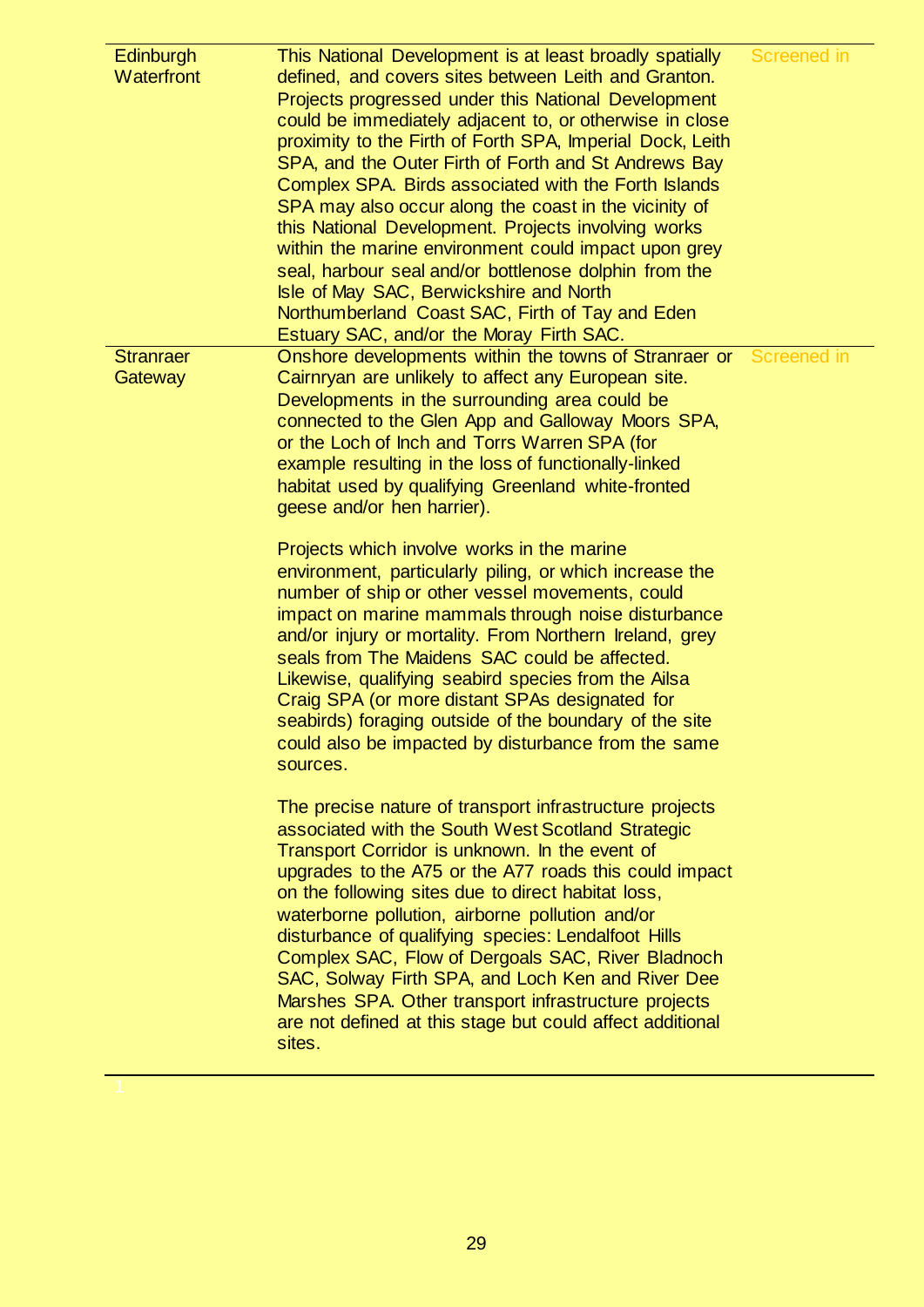| | | |
|---|---|---|
| Edinburgh Waterfront | This National Development is at least broadly spatially defined, and covers sites between Leith and Granton. Projects progressed under this National Development could be immediately adjacent to, or otherwise in close proximity to the Firth of Forth SPA, Imperial Dock, Leith SPA, and the Outer Firth of Forth and St Andrews Bay Complex SPA. Birds associated with the Forth Islands SPA may also occur along the coast in the vicinity of this National Development. Projects involving works within the marine environment could impact upon grey seal, harbour seal and/or bottlenose dolphin from the Isle of May SAC, Berwickshire and North Northumberland Coast SAC, Firth of Tay and Eden Estuary SAC, and/or the Moray Firth SAC. | Screened in |
| Stranraer Gateway | Onshore developments within the towns of Stranraer or Cairnryan are unlikely to affect any European site. Developments in the surrounding area could be connected to the Glen App and Galloway Moors SPA, or the Loch of Inch and Torrs Warren SPA (for example resulting in the loss of functionally-linked habitat used by qualifying Greenland white-fronted geese and/or hen harrier).<br><br>Projects which involve works in the marine environment, particularly piling, or which increase the number of ship or other vessel movements, could impact on marine mammals through noise disturbance and/or injury or mortality. From Northern Ireland, grey seals from The Maidens SAC could be affected. Likewise, qualifying seabird species from the Ailsa Craig SPA (or more distant SPAs designated for seabirds) foraging outside of the boundary of the site could also be impacted by disturbance from the same sources.<br><br>The precise nature of transport infrastructure projects associated with the South West Scotland Strategic Transport Corridor is unknown. In the event of upgrades to the A75 or the A77 roads this could impact on the following sites due to direct habitat loss, waterborne pollution, airborne pollution and/or disturbance of qualifying species: Lendalfoot Hills Complex SAC, Flow of Dergoals SAC, River Bladnoch SAC, Solway Firth SPA, and Loch Ken and River Dee Marshes SPA. Other transport infrastructure projects are not defined at this stage but could affect additional sites. | Screened in |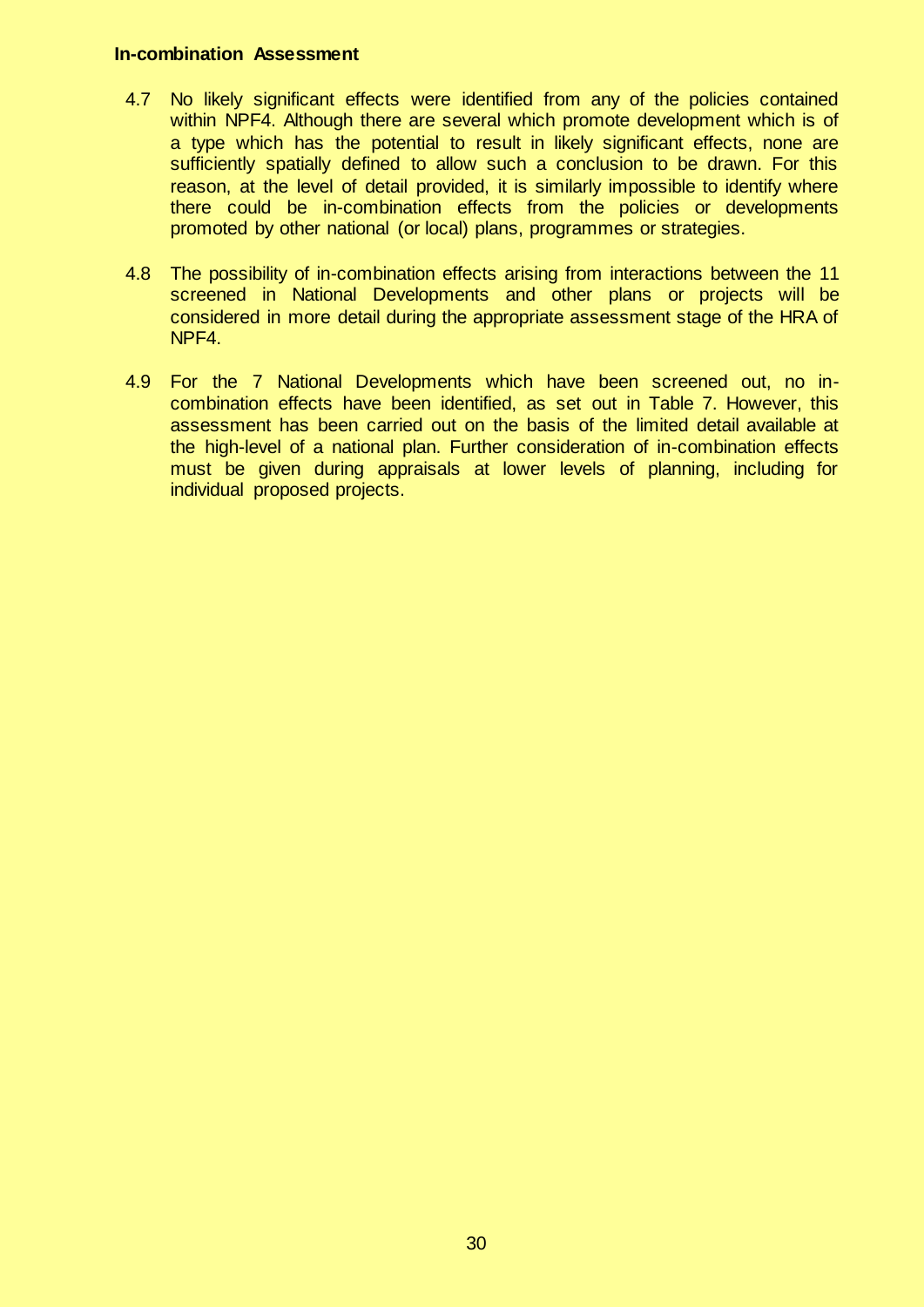**In-combination Assessment**

4.7 No likely significant effects were identified from any of the policies contained within NPF4. Although there are several which promote development which is of a type which has the potential to result in likely significant effects, none are sufficiently spatially defined to allow such a conclusion to be drawn. For this reason, at the level of detail provided, it is similarly impossible to identify where there could be in-combination effects from the policies or developments promoted by other national (or local) plans, programmes or strategies.

4.8 The possibility of in-combination effects arising from interactions between the 11 screened in National Developments and other plans or projects will be considered in more detail during the appropriate assessment stage of the HRA of NPF4.

4.9 For the 7 National Developments which have been screened out, no in-combination effects have been identified, as set out in Table 7. However, this assessment has been carried out on the basis of the limited detail available at the high-level of a national plan. Further consideration of in-combination effects must be given during appraisals at lower levels of planning, including for individual proposed projects.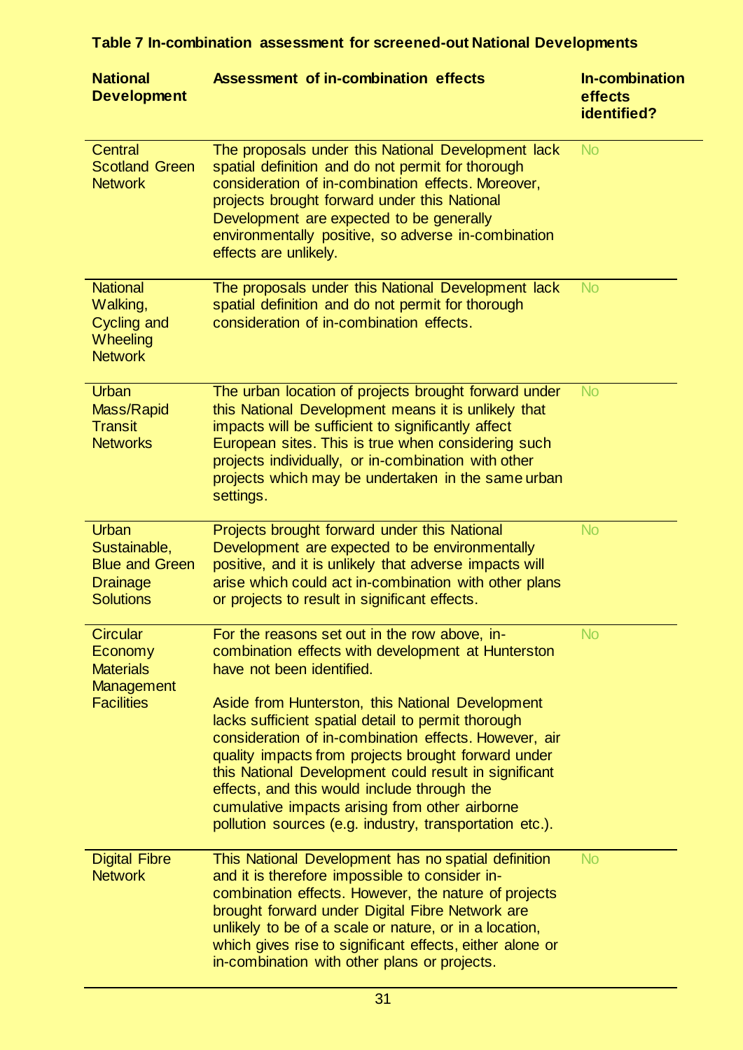**Table 7 In-combination assessment for screened-out National Developments**

| National Development | Assessment of in-combination effects | In-combination effects identified? |
|---|---|---|
| Central Scotland Green Network | The proposals under this National Development lack spatial definition and do not permit for thorough consideration of in-combination effects. Moreover, projects brought forward under this National Development are expected to be generally environmentally positive, so adverse in-combination effects are unlikely. | No |
| National Walking, Cycling and Wheeling Network | The proposals under this National Development lack spatial definition and do not permit for thorough consideration of in-combination effects. | No |
| Urban Mass/Rapid Transit Networks | The urban location of projects brought forward under this National Development means it is unlikely that impacts will be sufficient to significantly affect European sites. This is true when considering such projects individually, or in-combination with other projects which may be undertaken in the same urban settings. | No |
| Urban Sustainable, Blue and Green Drainage Solutions | Projects brought forward under this National Development are expected to be environmentally positive, and it is unlikely that adverse impacts will arise which could act in-combination with other plans or projects to result in significant effects. | No |
| Circular Economy Materials Management Facilities | For the reasons set out in the row above, in-combination effects with development at Hunterston have not been identified.<br><br>Aside from Hunterston, this National Development lacks sufficient spatial detail to permit thorough consideration of in-combination effects. However, air quality impacts from projects brought forward under this National Development could result in significant effects, and this would include through the cumulative impacts arising from other airborne pollution sources (e.g. industry, transportation etc.). | No |
| Digital Fibre Network | This National Development has no spatial definition and it is therefore impossible to consider in-combination effects. However, the nature of projects brought forward under Digital Fibre Network are unlikely to be of a scale or nature, or in a location, which gives rise to significant effects, either alone or in-combination with other plans or projects. | No |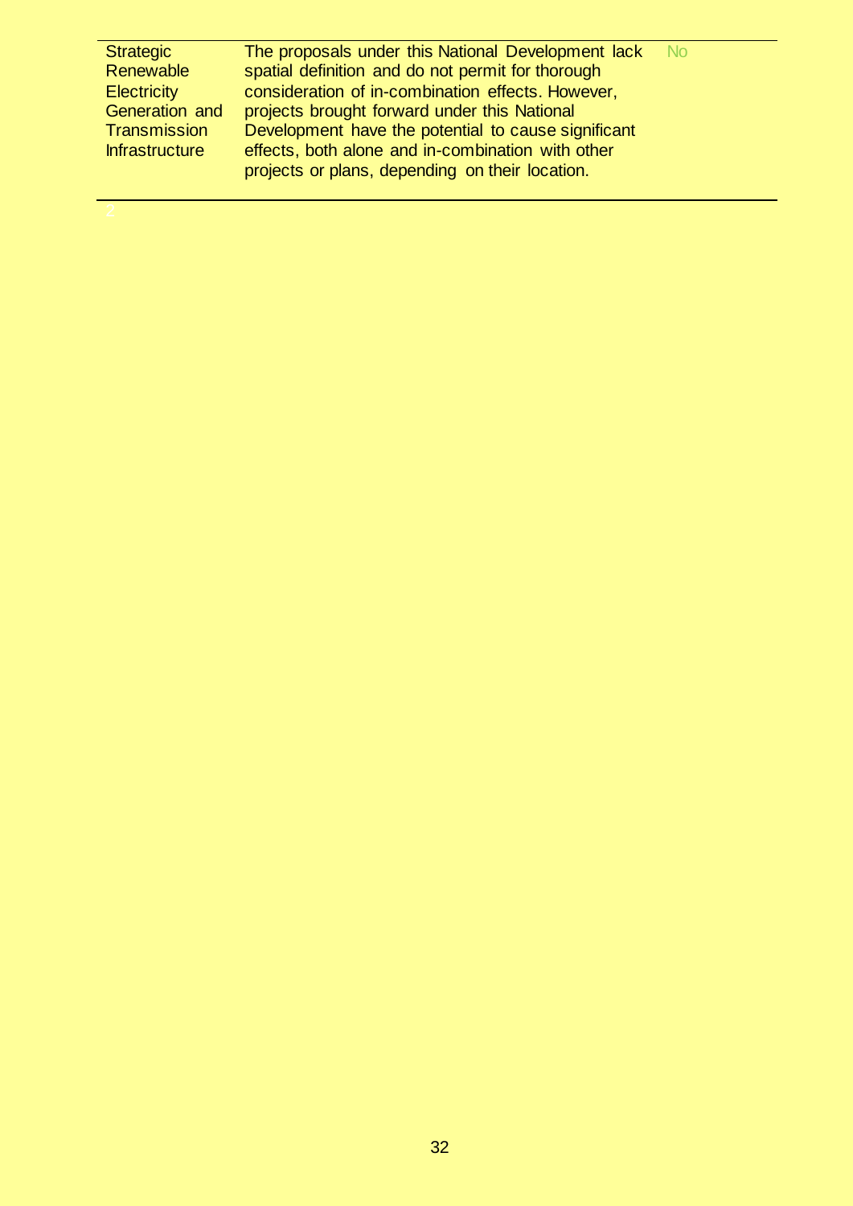| | | |
|---|---|---|
| Strategic Renewable Electricity Generation and Transmission Infrastructure | The proposals under this National Development lack spatial definition and do not permit for thorough consideration of in-combination effects. However, projects brought forward under this National Development have the potential to cause significant effects, both alone and in-combination with other projects or plans, depending on their location. | No |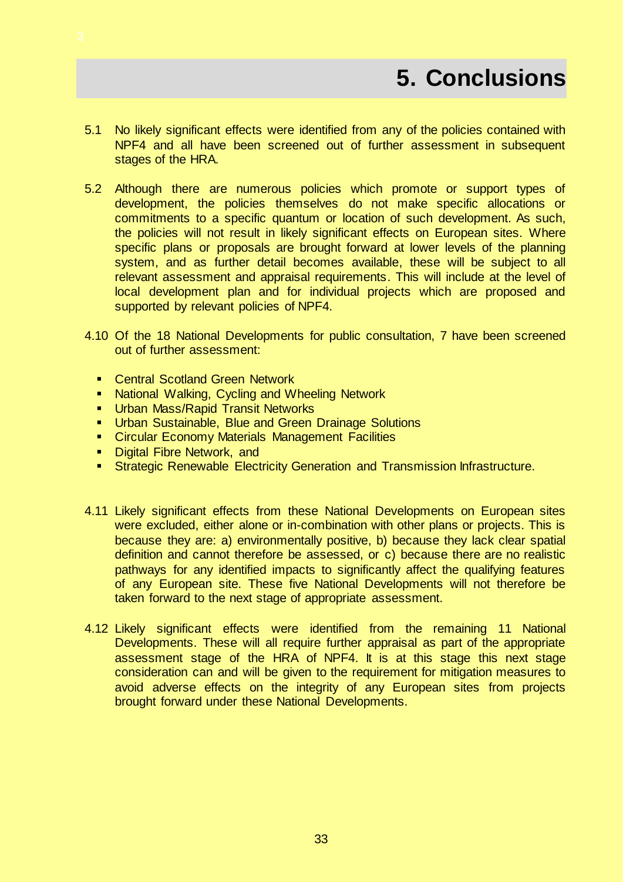# 5. Conclusions

5.1 No likely significant effects were identified from any of the policies contained with NPF4 and all have been screened out of further assessment in subsequent stages of the HRA.

5.2 Although there are numerous policies which promote or support types of development, the policies themselves do not make specific allocations or commitments to a specific quantum or location of such development. As such, the policies will not result in likely significant effects on European sites. Where specific plans or proposals are brought forward at lower levels of the planning system, and as further detail becomes available, these will be subject to all relevant assessment and appraisal requirements. This will include at the level of local development plan and for individual projects which are proposed and supported by relevant policies of NPF4.

4.10 Of the 18 National Developments for public consultation, 7 have been screened out of further assessment:

- Central Scotland Green Network
- National Walking, Cycling and Wheeling Network
- Urban Mass/Rapid Transit Networks
- Urban Sustainable, Blue and Green Drainage Solutions
- Circular Economy Materials Management Facilities
- Digital Fibre Network, and
- Strategic Renewable Electricity Generation and Transmission Infrastructure.

4.11 Likely significant effects from these National Developments on European sites were excluded, either alone or in-combination with other plans or projects. This is because they are: a) environmentally positive, b) because they lack clear spatial definition and cannot therefore be assessed, or c) because there are no realistic pathways for any identified impacts to significantly affect the qualifying features of any European site. These five National Developments will not therefore be taken forward to the next stage of appropriate assessment.

4.12 Likely significant effects were identified from the remaining 11 National Developments. These will all require further appraisal as part of the appropriate assessment stage of the HRA of NPF4. It is at this stage this next stage consideration can and will be given to the requirement for mitigation measures to avoid adverse effects on the integrity of any European sites from projects brought forward under these National Developments.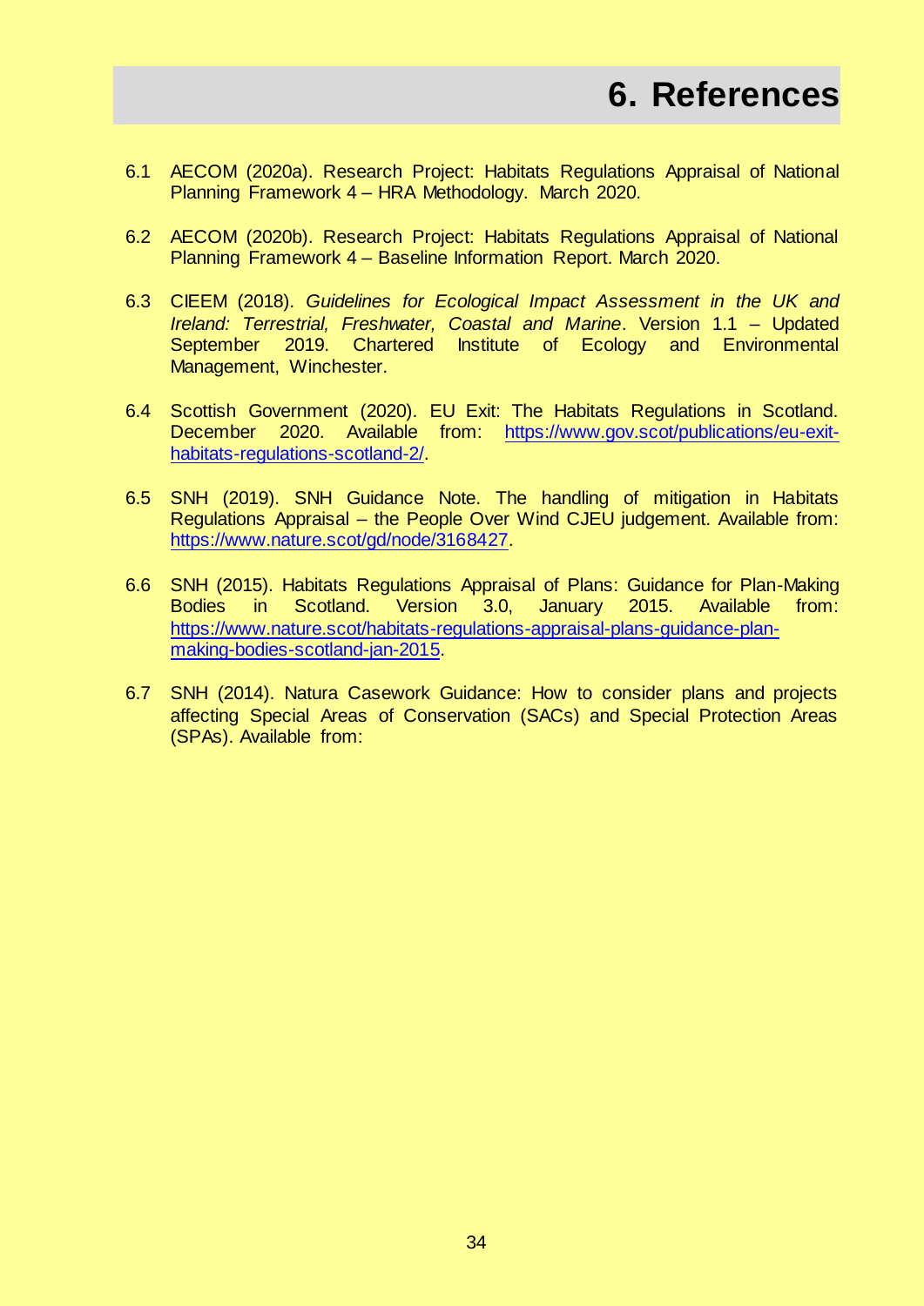# 6. References

6.1 AECOM (2020a). Research Project: Habitats Regulations Appraisal of National Planning Framework 4 – HRA Methodology. March 2020.

6.2 AECOM (2020b). Research Project: Habitats Regulations Appraisal of National Planning Framework 4 – Baseline Information Report. March 2020.

6.3 CIEEM (2018). *Guidelines for Ecological Impact Assessment in the UK and Ireland: Terrestrial, Freshwater, Coastal and Marine*. Version 1.1 – Updated September 2019. Chartered Institute of Ecology and Environmental Management, Winchester.

6.4 Scottish Government (2020). EU Exit: The Habitats Regulations in Scotland. December 2020. Available from: https://www.gov.scot/publications/eu-exit-habitats-regulations-scotland-2/.

6.5 SNH (2019). SNH Guidance Note. The handling of mitigation in Habitats Regulations Appraisal – the People Over Wind CJEU judgement. Available from: https://www.nature.scot/gd/node/3168427.

6.6 SNH (2015). Habitats Regulations Appraisal of Plans: Guidance for Plan-Making Bodies in Scotland. Version 3.0, January 2015. Available from: https://www.nature.scot/habitats-regulations-appraisal-plans-guidance-plan-making-bodies-scotland-jan-2015.

6.7 SNH (2014). Natura Casework Guidance: How to consider plans and projects affecting Special Areas of Conservation (SACs) and Special Protection Areas (SPAs). Available from: